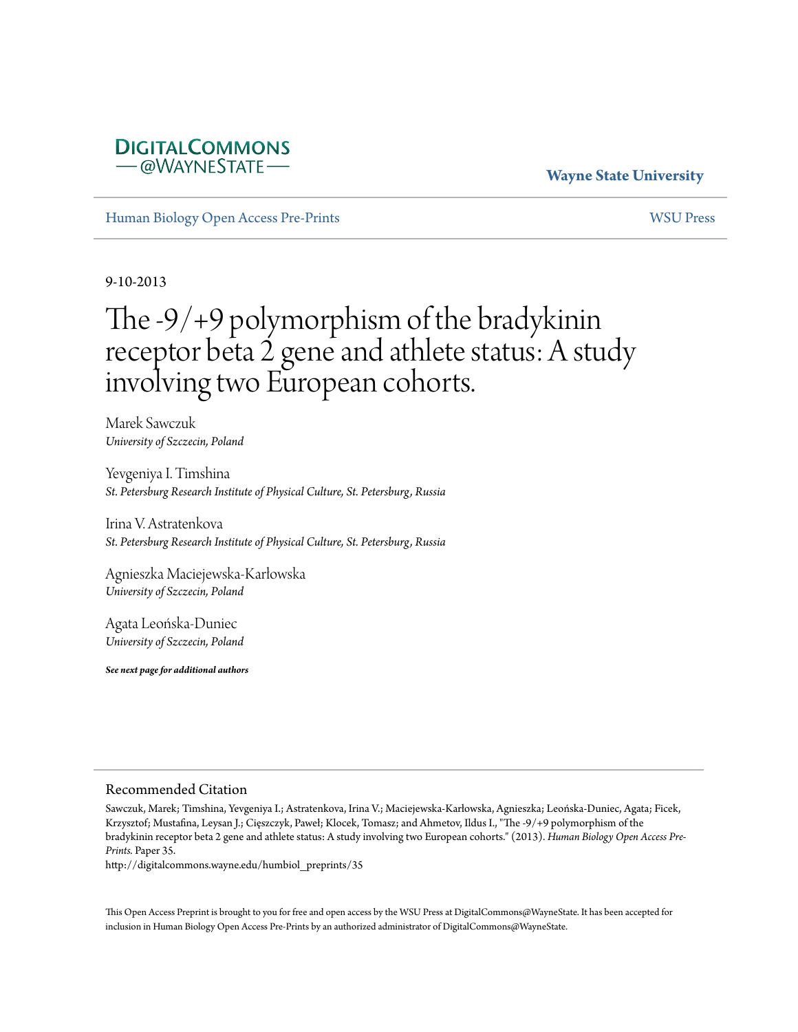DigitalCommons @WayneState

Wayne State University

Human Biology Open Access Pre-Prints

WSU Press

9-10-2013

# The -9/+9 polymorphism of the bradykinin receptor beta 2 gene and athlete status: A study involving two European cohorts.

Marek Sawczuk
*University of Szczecin, Poland*

Yevgeniya I. Timshina
*St. Petersburg Research Institute of Physical Culture, St. Petersburg, Russia*

Irina V. Astratenkova
*St. Petersburg Research Institute of Physical Culture, St. Petersburg, Russia*

Agnieszka Maciejewska-Karłowska
*University of Szczecin, Poland*

Agata Leońska-Duniec
*University of Szczecin, Poland*

***See next page for additional authors***

## Recommended Citation

Sawczuk, Marek; Timshina, Yevgeniya I.; Astratenkova, Irina V.; Maciejewska-Karłowska, Agnieszka; Leońska-Duniec, Agata; Ficek, Krzysztof; Mustafina, Leysan J.; Cięszczyk, Paweł; Klocek, Tomasz; and Ahmetov, Ildus I., "The -9/+9 polymorphism of the bradykinin receptor beta 2 gene and athlete status: A study involving two European cohorts." (2013). *Human Biology Open Access Pre-Prints.* Paper 35.
http://digitalcommons.wayne.edu/humbiol_preprints/35

This Open Access Preprint is brought to you for free and open access by the WSU Press at DigitalCommons@WayneState. It has been accepted for inclusion in Human Biology Open Access Pre-Prints by an authorized administrator of DigitalCommons@WayneState.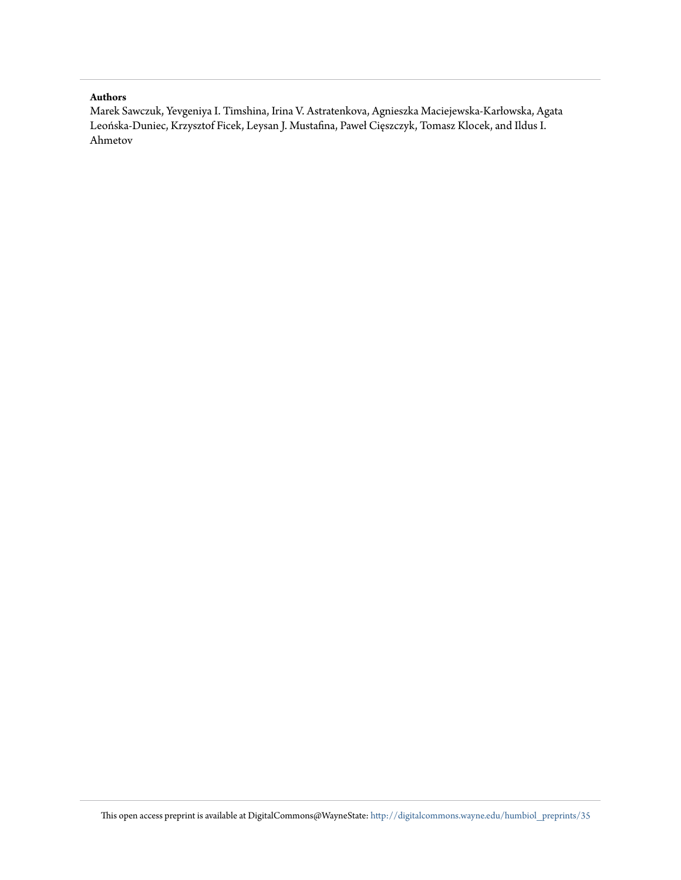**Authors**

Marek Sawczuk, Yevgeniya I. Timshina, Irina V. Astratenkova, Agnieszka Maciejewska-Karłowska, Agata Leońska-Duniec, Krzysztof Ficek, Leysan J. Mustafina, Paweł Cięszczyk, Tomasz Klocek, and Ildus I. Ahmetov

This open access preprint is available at DigitalCommons@WayneState: http://digitalcommons.wayne.edu/humbiol_preprints/35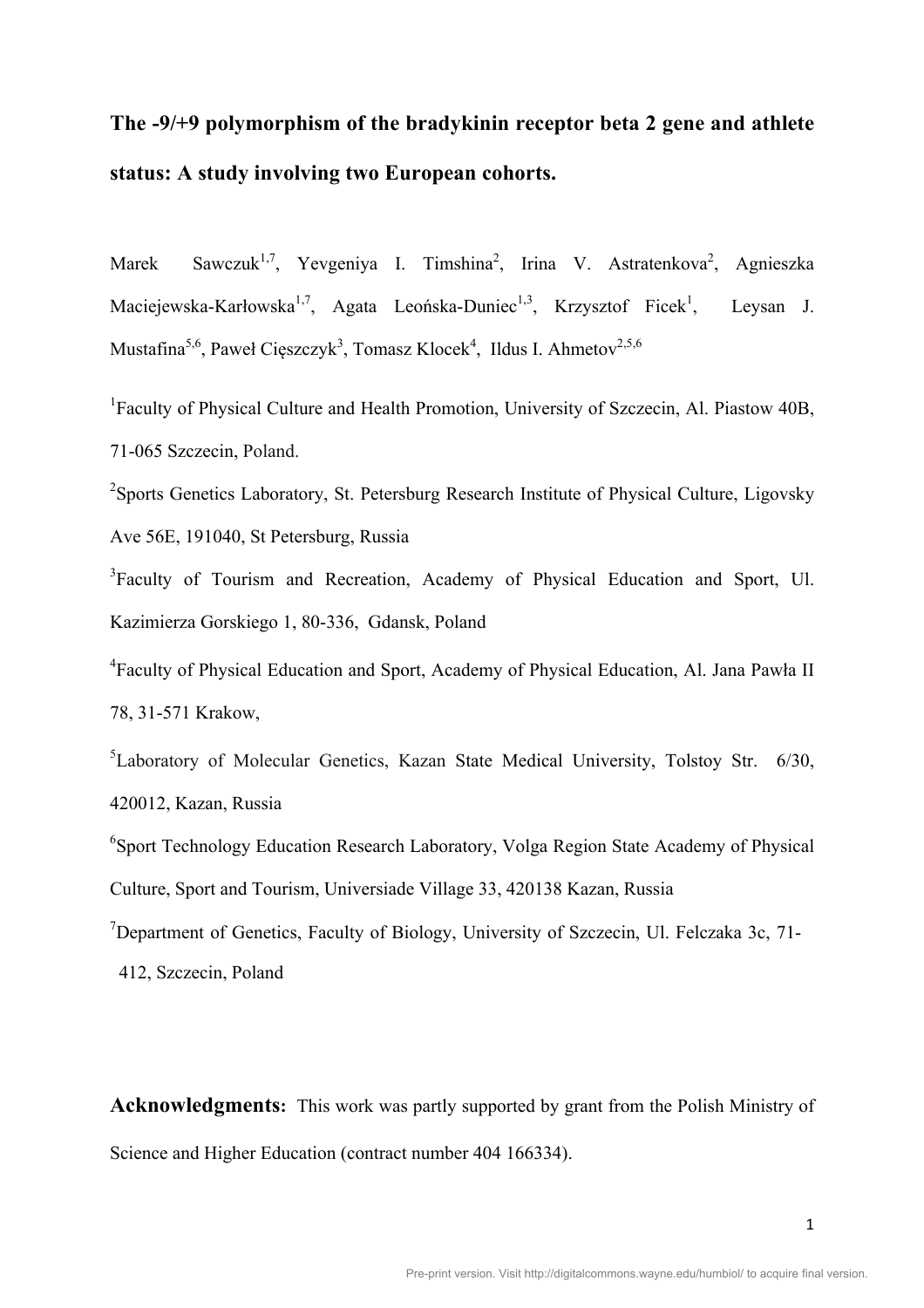# The -9/+9 polymorphism of the bradykinin receptor beta 2 gene and athlete status: A study involving two European cohorts.

Marek Sawczuk[1,7], Yevgeniya I. Timshina[2], Irina V. Astratenkova[2], Agnieszka Maciejewska-Karłowska[1,7], Agata Leońska-Duniec[1,3], Krzysztof Ficek[1], Leysan J. Mustafina[5,6], Paweł Cięszczyk[3], Tomasz Klocek[4], Ildus I. Ahmetov[2,5,6]

[1]Faculty of Physical Culture and Health Promotion, University of Szczecin, Al. Piastow 40B, 71-065 Szczecin, Poland.

[2]Sports Genetics Laboratory, St. Petersburg Research Institute of Physical Culture, Ligovsky Ave 56E, 191040, St Petersburg, Russia

[3]Faculty of Tourism and Recreation, Academy of Physical Education and Sport, Ul. Kazimierza Gorskiego 1, 80-336, Gdansk, Poland

[4]Faculty of Physical Education and Sport, Academy of Physical Education, Al. Jana Pawła II 78, 31-571 Krakow,

[5]Laboratory of Molecular Genetics, Kazan State Medical University, Tolstoy Str. 6/30, 420012, Kazan, Russia

[6]Sport Technology Education Research Laboratory, Volga Region State Academy of Physical Culture, Sport and Tourism, Universiade Village 33, 420138 Kazan, Russia

[7]Department of Genetics, Faculty of Biology, University of Szczecin, Ul. Felczaka 3c, 71-412, Szczecin, Poland

**Acknowledgments:** This work was partly supported by grant from the Polish Ministry of Science and Higher Education (contract number 404 166334).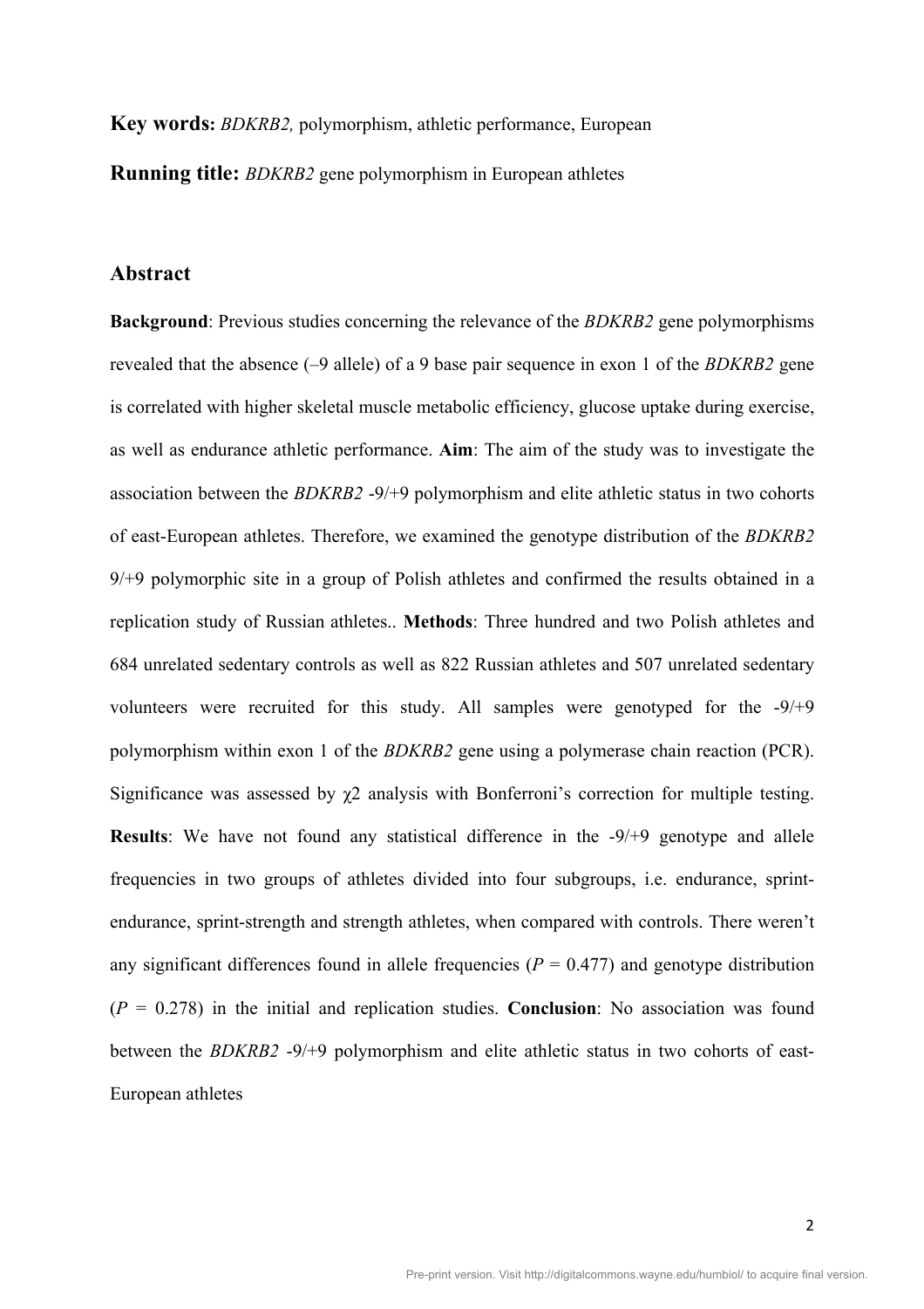**Key words:** *BDKRB2,* polymorphism, athletic performance, European

**Running title:** *BDKRB2* gene polymorphism in European athletes

## Abstract

**Background**: Previous studies concerning the relevance of the *BDKRB2* gene polymorphisms revealed that the absence (–9 allele) of a 9 base pair sequence in exon 1 of the *BDKRB2* gene is correlated with higher skeletal muscle metabolic efficiency, glucose uptake during exercise, as well as endurance athletic performance. **Aim**: The aim of the study was to investigate the association between the *BDKRB2* -9/+9 polymorphism and elite athletic status in two cohorts of east-European athletes. Therefore, we examined the genotype distribution of the *BDKRB2* 9/+9 polymorphic site in a group of Polish athletes and confirmed the results obtained in a replication study of Russian athletes.. **Methods**: Three hundred and two Polish athletes and 684 unrelated sedentary controls as well as 822 Russian athletes and 507 unrelated sedentary volunteers were recruited for this study. All samples were genotyped for the -9/+9 polymorphism within exon 1 of the *BDKRB2* gene using a polymerase chain reaction (PCR). Significance was assessed by $\chi 2$ analysis with Bonferroni's correction for multiple testing. **Results**: We have not found any statistical difference in the -9/+9 genotype and allele frequencies in two groups of athletes divided into four subgroups, i.e. endurance, sprint-endurance, sprint-strength and strength athletes, when compared with controls. There weren't any significant differences found in allele frequencies ($P$ = 0.477) and genotype distribution ($P$ = 0.278) in the initial and replication studies. **Conclusion**: No association was found between the *BDKRB2* -9/+9 polymorphism and elite athletic status in two cohorts of east-European athletes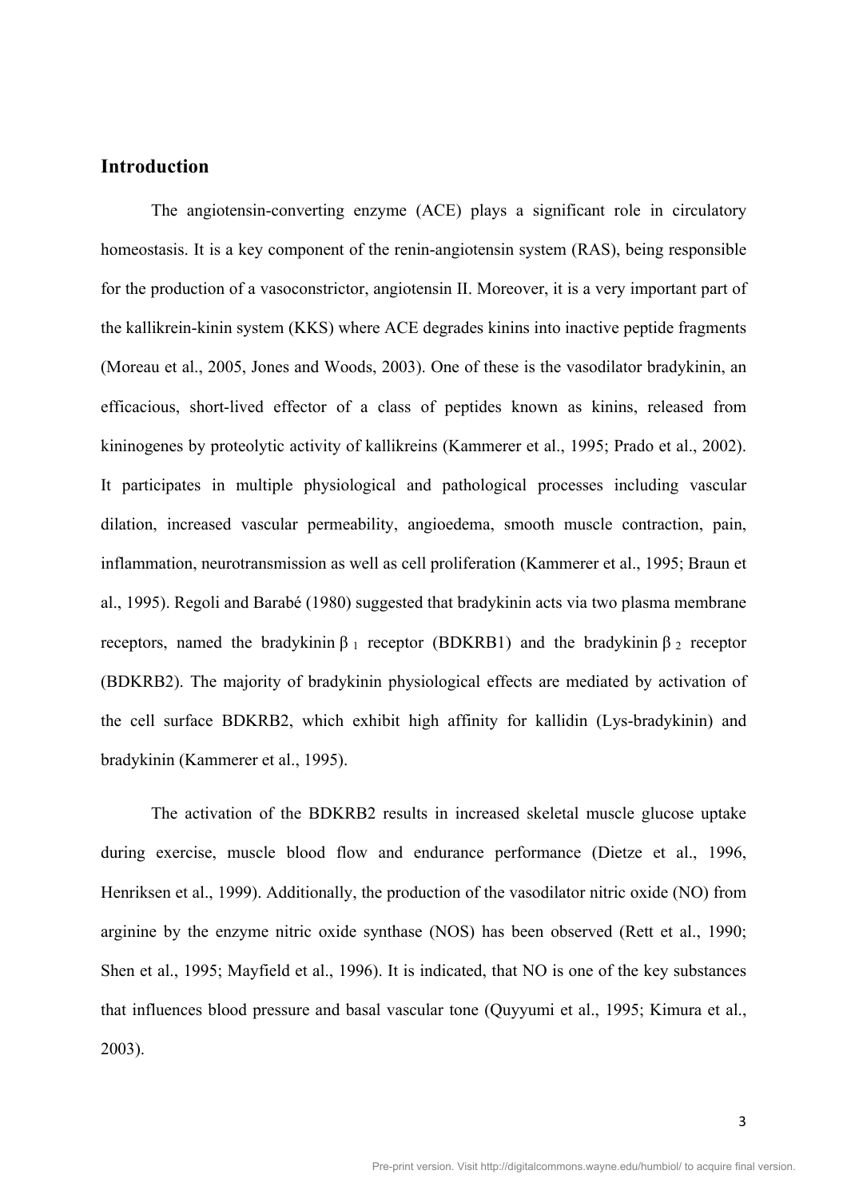## Introduction

The angiotensin-converting enzyme (ACE) plays a significant role in circulatory homeostasis. It is a key component of the renin-angiotensin system (RAS), being responsible for the production of a vasoconstrictor, angiotensin II. Moreover, it is a very important part of the kallikrein-kinin system (KKS) where ACE degrades kinins into inactive peptide fragments (Moreau et al., 2005, Jones and Woods, 2003). One of these is the vasodilator bradykinin, an efficacious, short-lived effector of a class of peptides known as kinins, released from kininogenes by proteolytic activity of kallikreins (Kammerer et al., 1995; Prado et al., 2002). It participates in multiple physiological and pathological processes including vascular dilation, increased vascular permeability, angioedema, smooth muscle contraction, pain, inflammation, neurotransmission as well as cell proliferation (Kammerer et al., 1995; Braun et al., 1995). Regoli and Barabé (1980) suggested that bradykinin acts via two plasma membrane receptors, named the bradykinin $\beta_1$ receptor (BDKRB1) and the bradykinin $\beta_2$ receptor (BDKRB2). The majority of bradykinin physiological effects are mediated by activation of the cell surface BDKRB2, which exhibit high affinity for kallidin (Lys-bradykinin) and bradykinin (Kammerer et al., 1995).

The activation of the BDKRB2 results in increased skeletal muscle glucose uptake during exercise, muscle blood flow and endurance performance (Dietze et al., 1996, Henriksen et al., 1999). Additionally, the production of the vasodilator nitric oxide (NO) from arginine by the enzyme nitric oxide synthase (NOS) has been observed (Rett et al., 1990; Shen et al., 1995; Mayfield et al., 1996). It is indicated, that NO is one of the key substances that influences blood pressure and basal vascular tone (Quyyumi et al., 1995; Kimura et al., 2003).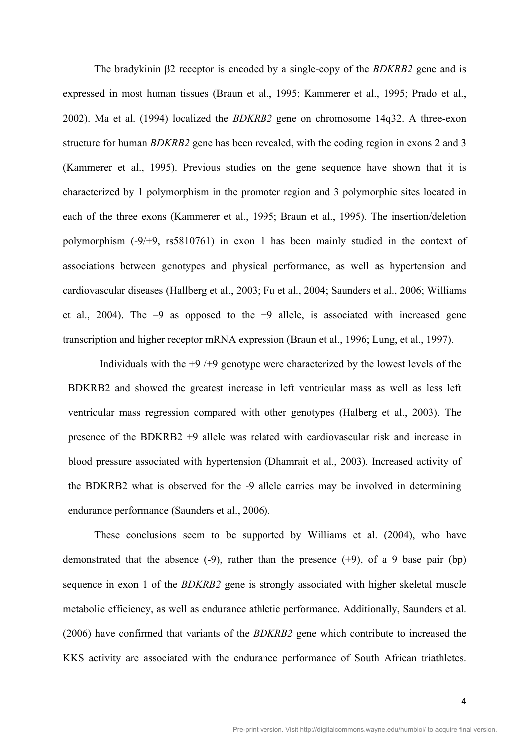The bradykinin β2 receptor is encoded by a single-copy of the *BDKRB2* gene and is expressed in most human tissues (Braun et al., 1995; Kammerer et al., 1995; Prado et al., 2002). Ma et al. (1994) localized the *BDKRB2* gene on chromosome 14q32. A three-exon structure for human *BDKRB2* gene has been revealed, with the coding region in exons 2 and 3 (Kammerer et al., 1995). Previous studies on the gene sequence have shown that it is characterized by 1 polymorphism in the promoter region and 3 polymorphic sites located in each of the three exons (Kammerer et al., 1995; Braun et al., 1995). The insertion/deletion polymorphism (-9/+9, rs5810761) in exon 1 has been mainly studied in the context of associations between genotypes and physical performance, as well as hypertension and cardiovascular diseases (Hallberg et al., 2003; Fu et al., 2004; Saunders et al., 2006; Williams et al., 2004). The –9 as opposed to the +9 allele, is associated with increased gene transcription and higher receptor mRNA expression (Braun et al., 1996; Lung, et al., 1997).

Individuals with the +9 /+9 genotype were characterized by the lowest levels of the BDKRB2 and showed the greatest increase in left ventricular mass as well as less left ventricular mass regression compared with other genotypes (Halberg et al., 2003). The presence of the BDKRB2 +9 allele was related with cardiovascular risk and increase in blood pressure associated with hypertension (Dhamrait et al., 2003). Increased activity of the BDKRB2 what is observed for the -9 allele carries may be involved in determining endurance performance (Saunders et al., 2006).

These conclusions seem to be supported by Williams et al. (2004), who have demonstrated that the absence (-9), rather than the presence (+9), of a 9 base pair (bp) sequence in exon 1 of the *BDKRB2* gene is strongly associated with higher skeletal muscle metabolic efficiency, as well as endurance athletic performance. Additionally, Saunders et al. (2006) have confirmed that variants of the *BDKRB2* gene which contribute to increased the KKS activity are associated with the endurance performance of South African triathletes.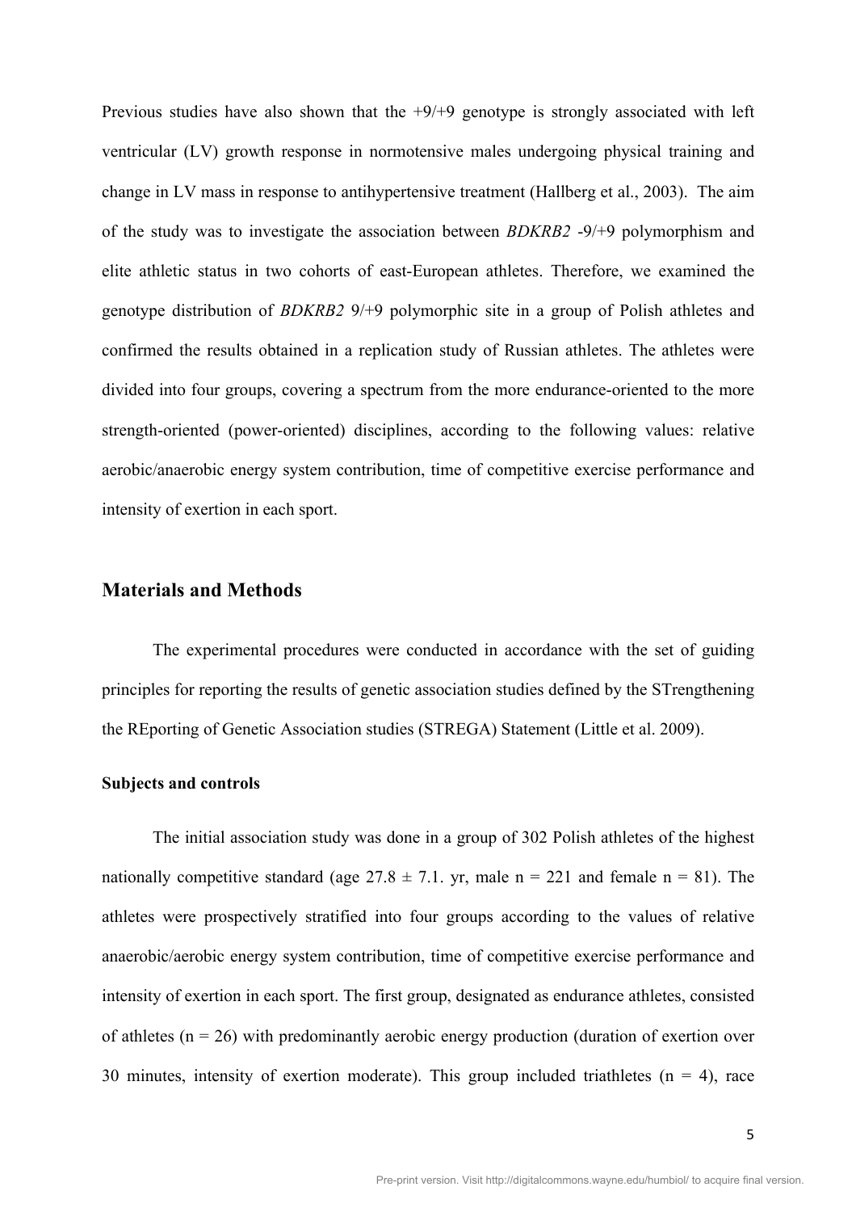Previous studies have also shown that the +9/+9 genotype is strongly associated with left ventricular (LV) growth response in normotensive males undergoing physical training and change in LV mass in response to antihypertensive treatment (Hallberg et al., 2003). The aim of the study was to investigate the association between *BDKRB2* -9/+9 polymorphism and elite athletic status in two cohorts of east-European athletes. Therefore, we examined the genotype distribution of *BDKRB2* 9/+9 polymorphic site in a group of Polish athletes and confirmed the results obtained in a replication study of Russian athletes. The athletes were divided into four groups, covering a spectrum from the more endurance-oriented to the more strength-oriented (power-oriented) disciplines, according to the following values: relative aerobic/anaerobic energy system contribution, time of competitive exercise performance and intensity of exertion in each sport.

## Materials and Methods

The experimental procedures were conducted in accordance with the set of guiding principles for reporting the results of genetic association studies defined by the STrengthening the REporting of Genetic Association studies (STREGA) Statement (Little et al. 2009).

### Subjects and controls

The initial association study was done in a group of 302 Polish athletes of the highest nationally competitive standard (age 27.8 ± 7.1. yr, male n = 221 and female n = 81). The athletes were prospectively stratified into four groups according to the values of relative anaerobic/aerobic energy system contribution, time of competitive exercise performance and intensity of exertion in each sport. The first group, designated as endurance athletes, consisted of athletes (n = 26) with predominantly aerobic energy production (duration of exertion over 30 minutes, intensity of exertion moderate). This group included triathletes (n = 4), race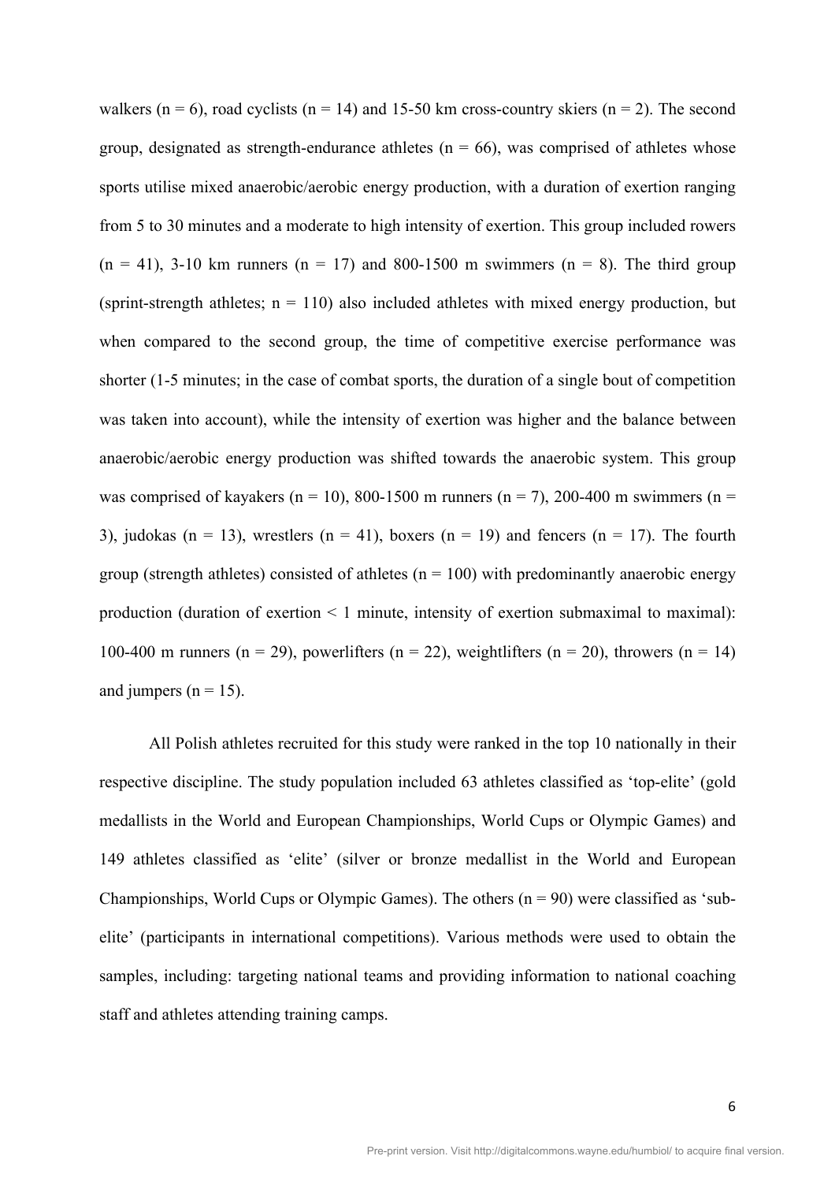walkers (n = 6), road cyclists (n = 14) and 15-50 km cross-country skiers (n = 2). The second group, designated as strength-endurance athletes (n = 66), was comprised of athletes whose sports utilise mixed anaerobic/aerobic energy production, with a duration of exertion ranging from 5 to 30 minutes and a moderate to high intensity of exertion. This group included rowers (n = 41), 3-10 km runners (n = 17) and 800-1500 m swimmers (n = 8). The third group (sprint-strength athletes; n = 110) also included athletes with mixed energy production, but when compared to the second group, the time of competitive exercise performance was shorter (1-5 minutes; in the case of combat sports, the duration of a single bout of competition was taken into account), while the intensity of exertion was higher and the balance between anaerobic/aerobic energy production was shifted towards the anaerobic system. This group was comprised of kayakers (n = 10), 800-1500 m runners (n = 7), 200-400 m swimmers (n = 3), judokas (n = 13), wrestlers (n = 41), boxers (n = 19) and fencers (n = 17). The fourth group (strength athletes) consisted of athletes (n = 100) with predominantly anaerobic energy production (duration of exertion < 1 minute, intensity of exertion submaximal to maximal): 100-400 m runners (n = 29), powerlifters (n = 22), weightlifters (n = 20), throwers (n = 14) and jumpers (n = 15).

All Polish athletes recruited for this study were ranked in the top 10 nationally in their respective discipline. The study population included 63 athletes classified as 'top-elite' (gold medallists in the World and European Championships, World Cups or Olympic Games) and 149 athletes classified as 'elite' (silver or bronze medallist in the World and European Championships, World Cups or Olympic Games). The others (n = 90) were classified as 'sub-elite' (participants in international competitions). Various methods were used to obtain the samples, including: targeting national teams and providing information to national coaching staff and athletes attending training camps.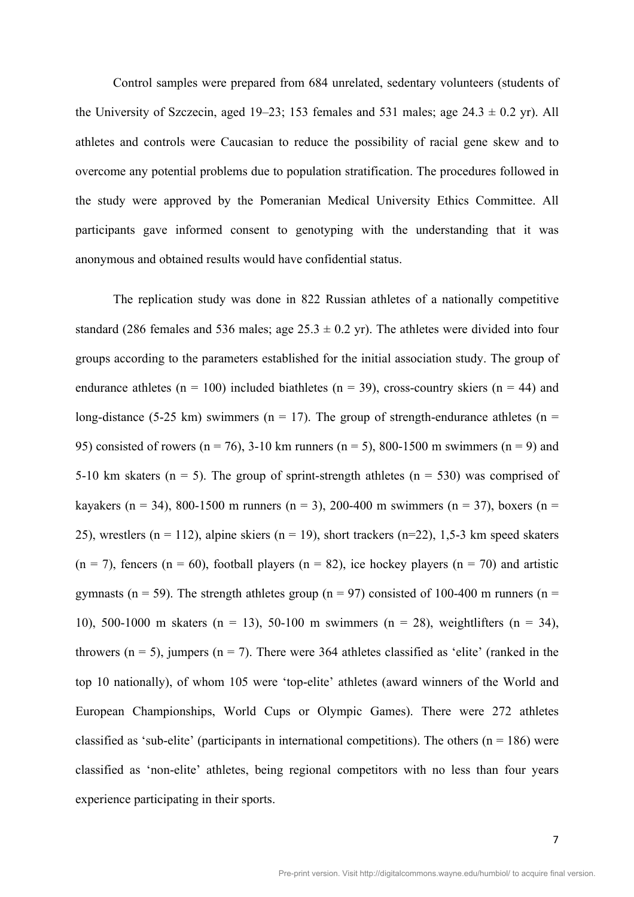Control samples were prepared from 684 unrelated, sedentary volunteers (students of the University of Szczecin, aged 19–23; 153 females and 531 males; age 24.3 ± 0.2 yr). All athletes and controls were Caucasian to reduce the possibility of racial gene skew and to overcome any potential problems due to population stratification. The procedures followed in the study were approved by the Pomeranian Medical University Ethics Committee. All participants gave informed consent to genotyping with the understanding that it was anonymous and obtained results would have confidential status.

The replication study was done in 822 Russian athletes of a nationally competitive standard (286 females and 536 males; age 25.3 ± 0.2 yr). The athletes were divided into four groups according to the parameters established for the initial association study. The group of endurance athletes (n = 100) included biathletes (n = 39), cross-country skiers (n = 44) and long-distance (5-25 km) swimmers (n = 17). The group of strength-endurance athletes (n = 95) consisted of rowers (n = 76), 3-10 km runners (n = 5), 800-1500 m swimmers (n = 9) and 5-10 km skaters (n = 5). The group of sprint-strength athletes (n = 530) was comprised of kayakers (n = 34), 800-1500 m runners (n = 3), 200-400 m swimmers (n = 37), boxers (n = 25), wrestlers (n = 112), alpine skiers (n = 19), short trackers (n=22), 1,5-3 km speed skaters (n = 7), fencers (n = 60), football players (n = 82), ice hockey players (n = 70) and artistic gymnasts (n = 59). The strength athletes group (n = 97) consisted of 100-400 m runners (n = 10), 500-1000 m skaters (n = 13), 50-100 m swimmers (n = 28), weightlifters (n = 34), throwers (n = 5), jumpers (n = 7). There were 364 athletes classified as 'elite' (ranked in the top 10 nationally), of whom 105 were 'top-elite' athletes (award winners of the World and European Championships, World Cups or Olympic Games). There were 272 athletes classified as 'sub-elite' (participants in international competitions). The others (n = 186) were classified as 'non-elite' athletes, being regional competitors with no less than four years experience participating in their sports.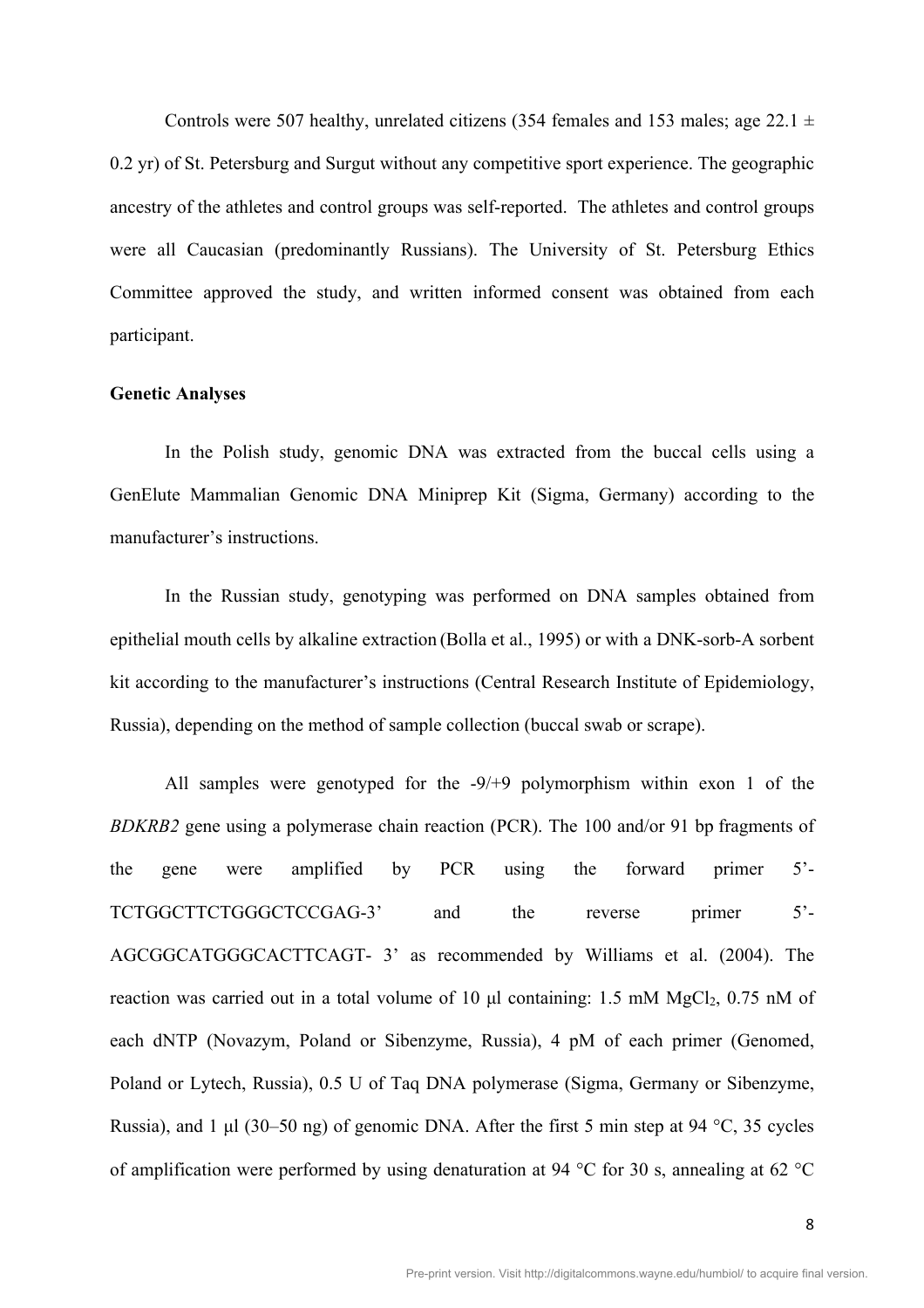Controls were 507 healthy, unrelated citizens (354 females and 153 males; age 22.1 ± 0.2 yr) of St. Petersburg and Surgut without any competitive sport experience. The geographic ancestry of the athletes and control groups was self-reported. The athletes and control groups were all Caucasian (predominantly Russians). The University of St. Petersburg Ethics Committee approved the study, and written informed consent was obtained from each participant.

**Genetic Analyses**

In the Polish study, genomic DNA was extracted from the buccal cells using a GenElute Mammalian Genomic DNA Miniprep Kit (Sigma, Germany) according to the manufacturer's instructions.

In the Russian study, genotyping was performed on DNA samples obtained from epithelial mouth cells by alkaline extraction (Bolla et al., 1995) or with a DNK-sorb-A sorbent kit according to the manufacturer's instructions (Central Research Institute of Epidemiology, Russia), depending on the method of sample collection (buccal swab or scrape).

All samples were genotyped for the -9/+9 polymorphism within exon 1 of the *BDKRB2* gene using a polymerase chain reaction (PCR). The 100 and/or 91 bp fragments of the gene were amplified by PCR using the forward primer 5'-TCTGGCTTCTGGGCTCCGAG-3' and the reverse primer 5'-AGCGGCATGGGCACTTCAGT- 3' as recommended by Williams et al. (2004). The reaction was carried out in a total volume of 10 µl containing: 1.5 mM $MgCl_2$, 0.75 nM of each dNTP (Novazym, Poland or Sibenzyme, Russia), 4 pM of each primer (Genomed, Poland or Lytech, Russia), 0.5 U of Taq DNA polymerase (Sigma, Germany or Sibenzyme, Russia), and 1 µl (30–50 ng) of genomic DNA. After the first 5 min step at 94 °C, 35 cycles of amplification were performed by using denaturation at 94 °C for 30 s, annealing at 62 °C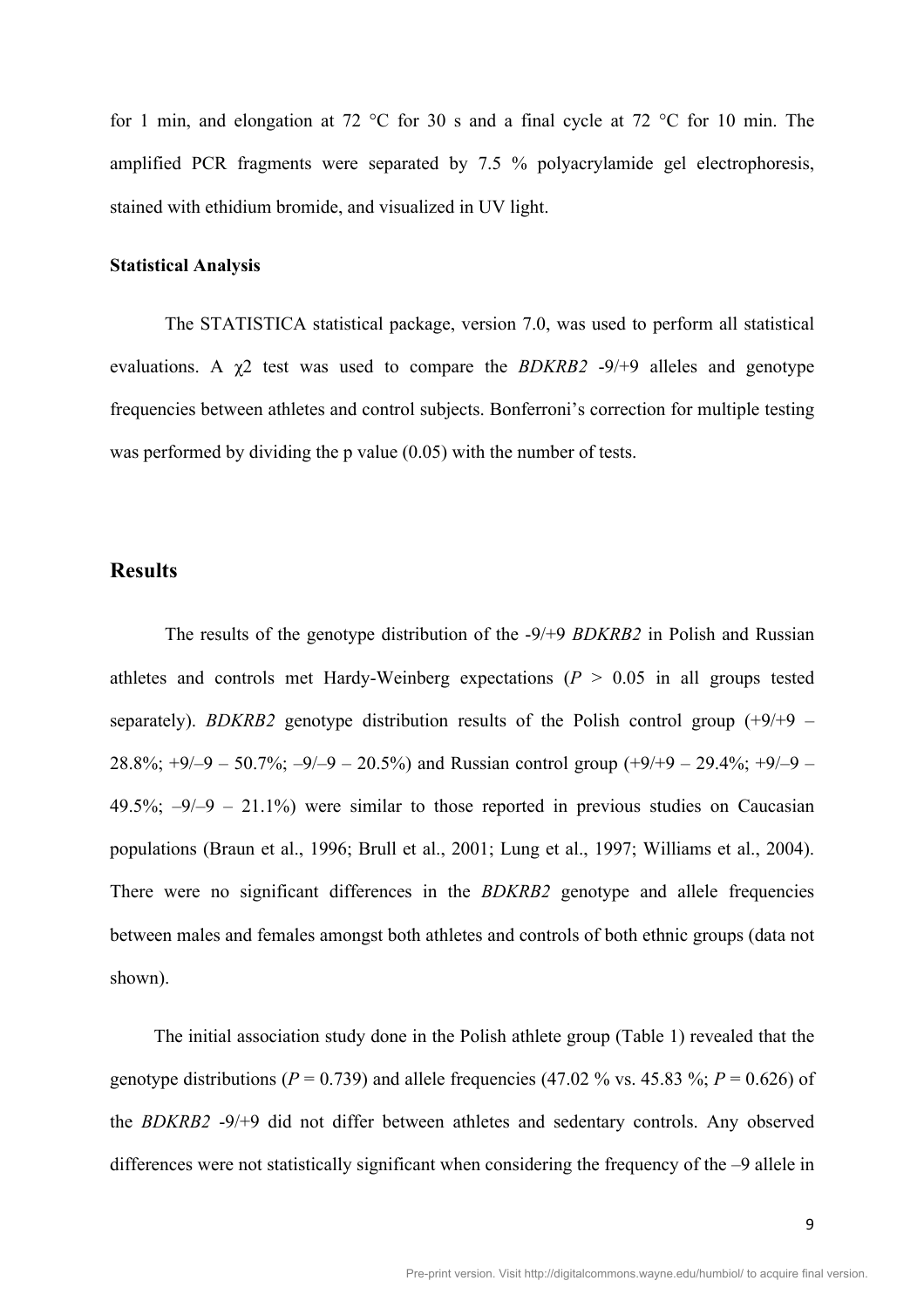for 1 min, and elongation at 72 °C for 30 s and a final cycle at 72 °C for 10 min. The amplified PCR fragments were separated by 7.5 % polyacrylamide gel electrophoresis, stained with ethidium bromide, and visualized in UV light.

**Statistical Analysis**

The STATISTICA statistical package, version 7.0, was used to perform all statistical evaluations. A $\chi 2$ test was used to compare the *BDKRB2* -9/+9 alleles and genotype frequencies between athletes and control subjects. Bonferroni's correction for multiple testing was performed by dividing the p value (0.05) with the number of tests.

## Results

The results of the genotype distribution of the -9/+9 *BDKRB2* in Polish and Russian athletes and controls met Hardy-Weinberg expectations ($P$ > 0.05 in all groups tested separately). *BDKRB2* genotype distribution results of the Polish control group (+9/+9 – 28.8%; +9/–9 – 50.7%; –9/–9 – 20.5%) and Russian control group (+9/+9 – 29.4%; +9/–9 – 49.5%; –9/–9 – 21.1%) were similar to those reported in previous studies on Caucasian populations (Braun et al., 1996; Brull et al., 2001; Lung et al., 1997; Williams et al., 2004). There were no significant differences in the *BDKRB2* genotype and allele frequencies between males and females amongst both athletes and controls of both ethnic groups (data not shown).

The initial association study done in the Polish athlete group (Table 1) revealed that the genotype distributions ($P$ = 0.739) and allele frequencies (47.02 % vs. 45.83 %; $P$ = 0.626) of the *BDKRB2* -9/+9 did not differ between athletes and sedentary controls. Any observed differences were not statistically significant when considering the frequency of the –9 allele in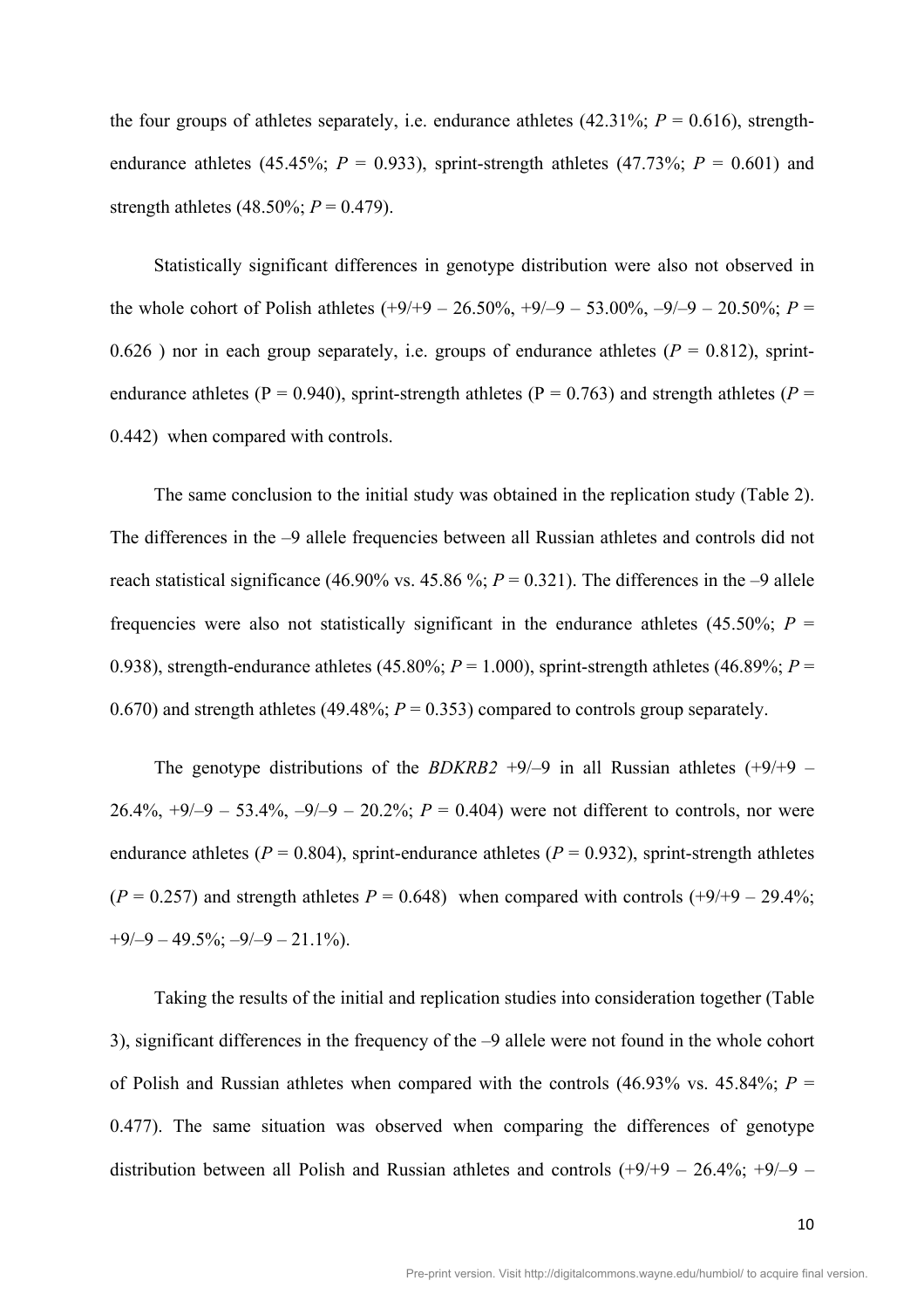the four groups of athletes separately, i.e. endurance athletes (42.31%; *P* = 0.616), strength-endurance athletes (45.45%; *P* = 0.933), sprint-strength athletes (47.73%; *P* = 0.601) and strength athletes (48.50%; *P* = 0.479).

Statistically significant differences in genotype distribution were also not observed in the whole cohort of Polish athletes (+9/+9 – 26.50%, +9/–9 – 53.00%, –9/–9 – 20.50%; *P* = 0.626 ) nor in each group separately, i.e. groups of endurance athletes (*P* = 0.812), sprint-endurance athletes (P = 0.940), sprint-strength athletes (P = 0.763) and strength athletes (*P* = 0.442) when compared with controls.

The same conclusion to the initial study was obtained in the replication study (Table 2). The differences in the –9 allele frequencies between all Russian athletes and controls did not reach statistical significance (46.90% vs. 45.86 %; *P* = 0.321). The differences in the –9 allele frequencies were also not statistically significant in the endurance athletes (45.50%; *P* = 0.938), strength-endurance athletes (45.80%; *P* = 1.000), sprint-strength athletes (46.89%; *P* = 0.670) and strength athletes (49.48%; *P* = 0.353) compared to controls group separately.

The genotype distributions of the *BDKRB2* +9/–9 in all Russian athletes (+9/+9 – 26.4%, +9/–9 – 53.4%, –9/–9 – 20.2%; *P* = 0.404) were not different to controls, nor were endurance athletes (*P* = 0.804), sprint-endurance athletes (*P* = 0.932), sprint-strength athletes (*P* = 0.257) and strength athletes *P* = 0.648) when compared with controls (+9/+9 – 29.4%; +9/–9 – 49.5%; –9/–9 – 21.1%).

Taking the results of the initial and replication studies into consideration together (Table 3), significant differences in the frequency of the –9 allele were not found in the whole cohort of Polish and Russian athletes when compared with the controls (46.93% vs. 45.84%; *P* = 0.477). The same situation was observed when comparing the differences of genotype distribution between all Polish and Russian athletes and controls (+9/+9 – 26.4%; +9/–9 –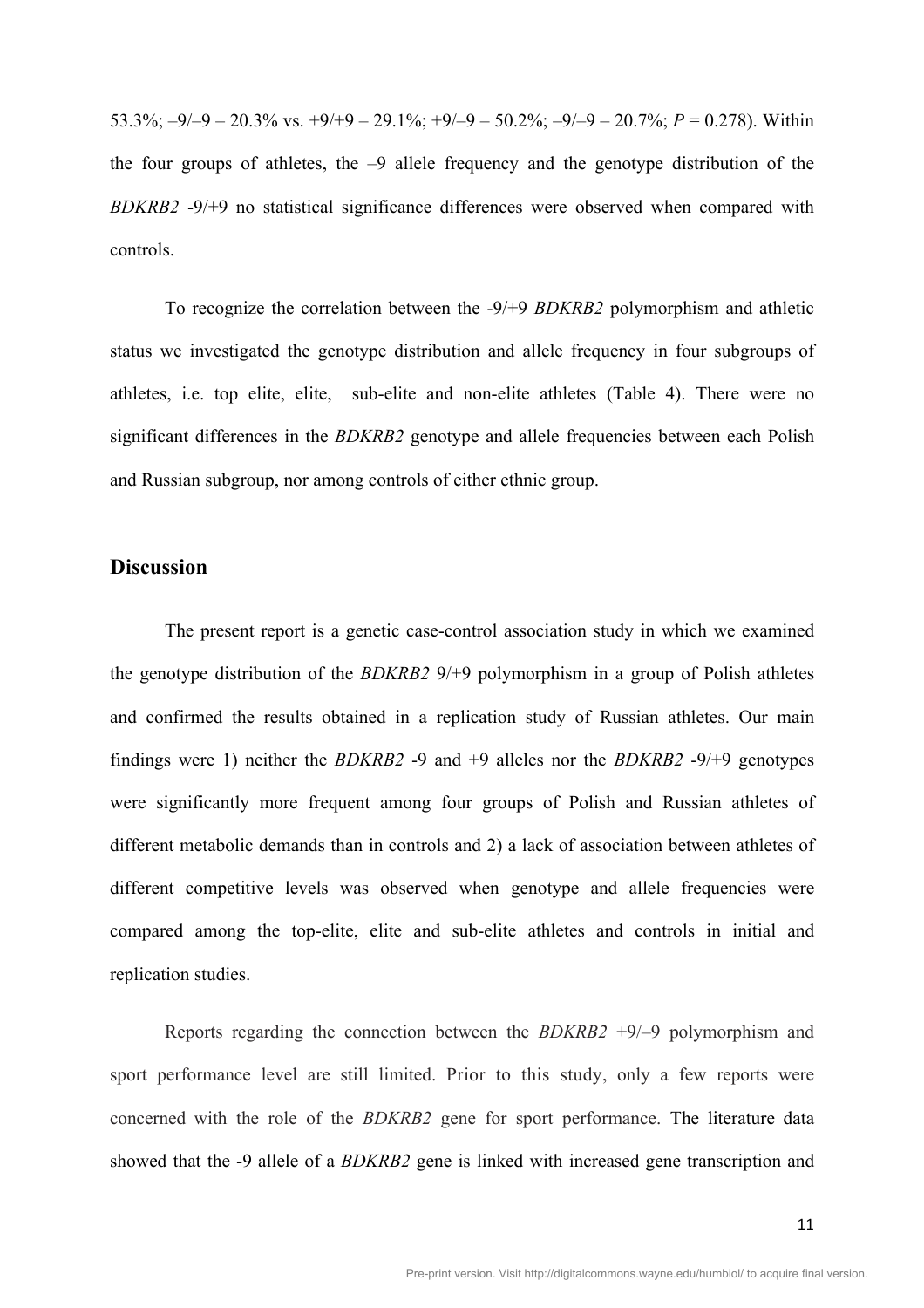53.3%; –9/–9 – 20.3% vs. +9/+9 – 29.1%; +9/–9 – 50.2%; –9/–9 – 20.7%; $P = 0.278$). Within the four groups of athletes, the –9 allele frequency and the genotype distribution of the *BDKRB2* -9/+9 no statistical significance differences were observed when compared with controls.

To recognize the correlation between the -9/+9 *BDKRB2* polymorphism and athletic status we investigated the genotype distribution and allele frequency in four subgroups of athletes, i.e. top elite, elite, sub-elite and non-elite athletes (Table 4). There were no significant differences in the *BDKRB2* genotype and allele frequencies between each Polish and Russian subgroup, nor among controls of either ethnic group.

## Discussion

The present report is a genetic case-control association study in which we examined the genotype distribution of the *BDKRB2* 9/+9 polymorphism in a group of Polish athletes and confirmed the results obtained in a replication study of Russian athletes. Our main findings were 1) neither the *BDKRB2* -9 and +9 alleles nor the *BDKRB2* -9/+9 genotypes were significantly more frequent among four groups of Polish and Russian athletes of different metabolic demands than in controls and 2) a lack of association between athletes of different competitive levels was observed when genotype and allele frequencies were compared among the top-elite, elite and sub-elite athletes and controls in initial and replication studies.

Reports regarding the connection between the *BDKRB2* +9/–9 polymorphism and sport performance level are still limited. Prior to this study, only a few reports were concerned with the role of the *BDKRB2* gene for sport performance. The literature data showed that the -9 allele of a *BDKRB2* gene is linked with increased gene transcription and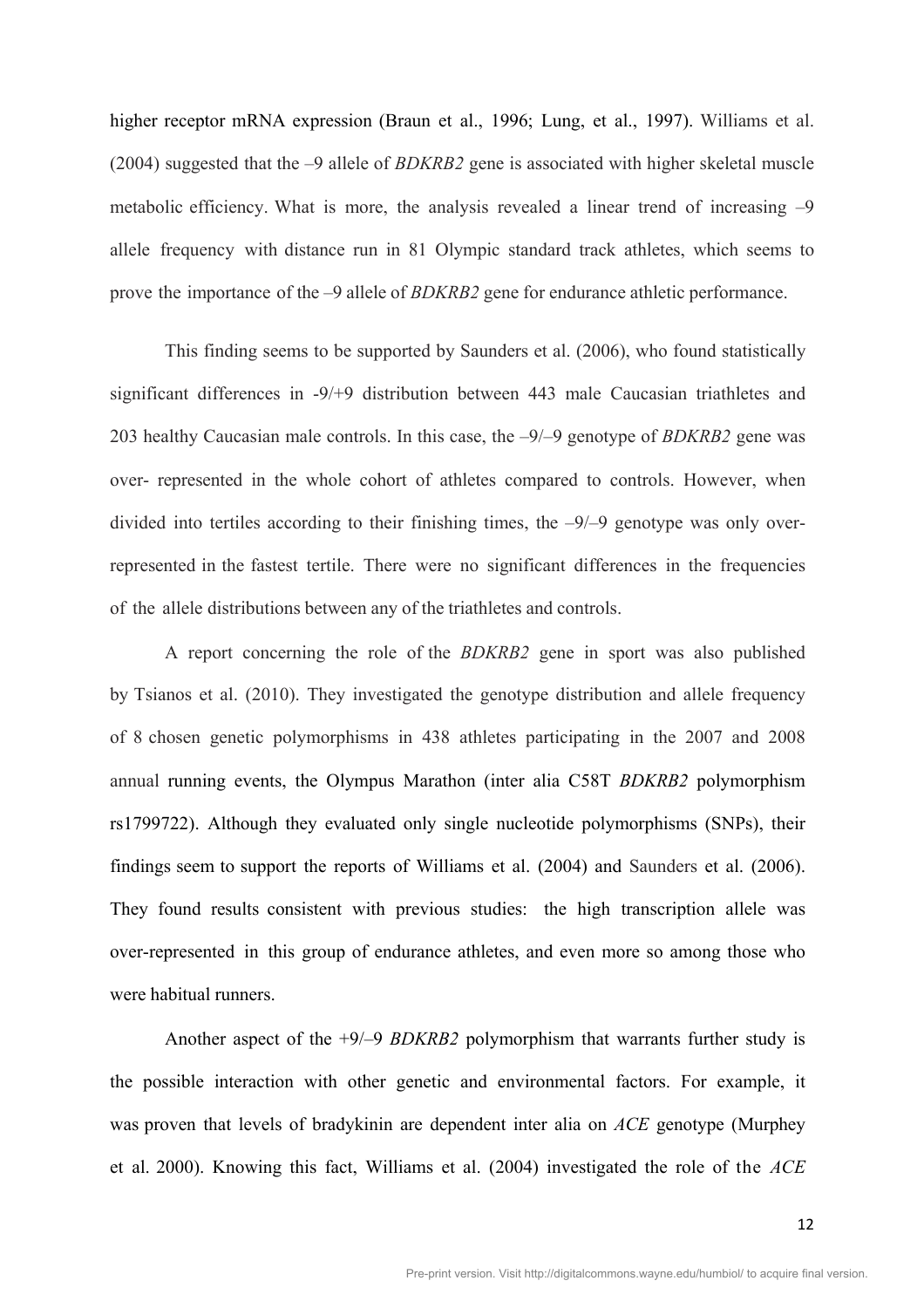higher receptor mRNA expression (Braun et al., 1996; Lung, et al., 1997). Williams et al. (2004) suggested that the –9 allele of *BDKRB2* gene is associated with higher skeletal muscle metabolic efficiency. What is more, the analysis revealed a linear trend of increasing –9 allele frequency with distance run in 81 Olympic standard track athletes, which seems to prove the importance of the –9 allele of *BDKRB2* gene for endurance athletic performance.

This finding seems to be supported by Saunders et al. (2006), who found statistically significant differences in -9/+9 distribution between 443 male Caucasian triathletes and 203 healthy Caucasian male controls. In this case, the –9/–9 genotype of *BDKRB2* gene was over- represented in the whole cohort of athletes compared to controls. However, when divided into tertiles according to their finishing times, the –9/–9 genotype was only over-represented in the fastest tertile. There were no significant differences in the frequencies of the allele distributions between any of the triathletes and controls.

A report concerning the role of the *BDKRB2* gene in sport was also published by Tsianos et al. (2010). They investigated the genotype distribution and allele frequency of 8 chosen genetic polymorphisms in 438 athletes participating in the 2007 and 2008 annual running events, the Olympus Marathon (inter alia C58T *BDKRB2* polymorphism rs1799722). Although they evaluated only single nucleotide polymorphisms (SNPs), their findings seem to support the reports of Williams et al. (2004) and Saunders et al. (2006). They found results consistent with previous studies: the high transcription allele was over-represented in this group of endurance athletes, and even more so among those who were habitual runners.

Another aspect of the +9/–9 *BDKRB2* polymorphism that warrants further study is the possible interaction with other genetic and environmental factors. For example, it was proven that levels of bradykinin are dependent inter alia on *ACE* genotype (Murphey et al. 2000). Knowing this fact, Williams et al. (2004) investigated the role of the *ACE*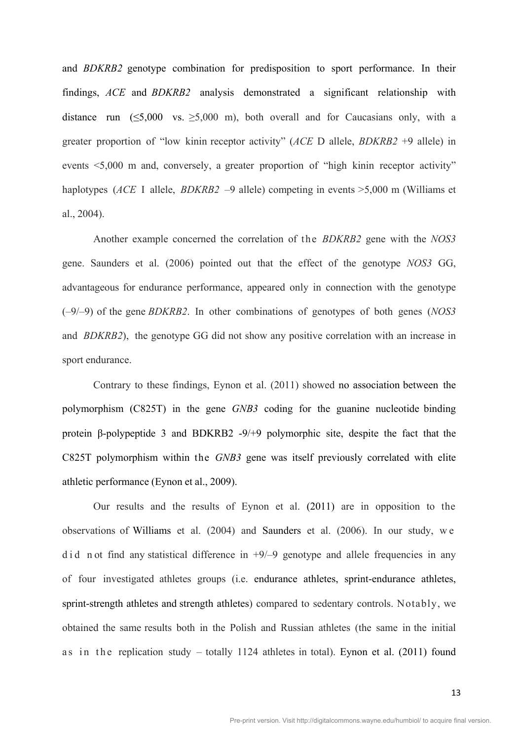and *BDKRB2* genotype combination for predisposition to sport performance. In their findings, *ACE* and *BDKRB2* analysis demonstrated a significant relationship with distance run (≤5,000 vs. ≥5,000 m), both overall and for Caucasians only, with a greater proportion of "low kinin receptor activity" (*ACE* D allele, *BDKRB2* +9 allele) in events <5,000 m and, conversely, a greater proportion of "high kinin receptor activity" haplotypes (*ACE* I allele, *BDKRB2* –9 allele) competing in events >5,000 m (Williams et al., 2004).

Another example concerned the correlation of the *BDKRB2* gene with the *NOS3* gene. Saunders et al. (2006) pointed out that the effect of the genotype *NOS3* GG, advantageous for endurance performance, appeared only in connection with the genotype (–9/–9) of the gene *BDKRB2*. In other combinations of genotypes of both genes (*NOS3* and *BDKRB2*), the genotype GG did not show any positive correlation with an increase in sport endurance.

Contrary to these findings, Eynon et al. (2011) showed no association between the polymorphism (C825T) in the gene *GNB3* coding for the guanine nucleotide binding protein β-polypeptide 3 and BDKRB2 -9/+9 polymorphic site, despite the fact that the C825T polymorphism within the *GNB3* gene was itself previously correlated with elite athletic performance (Eynon et al., 2009).

Our results and the results of Eynon et al. (2011) are in opposition to the observations of Williams et al. (2004) and Saunders et al. (2006). In our study, we did not find any statistical difference in +9/–9 genotype and allele frequencies in any of four investigated athletes groups (i.e. endurance athletes, sprint-endurance athletes, sprint-strength athletes and strength athletes) compared to sedentary controls. Notably, we obtained the same results both in the Polish and Russian athletes (the same in the initial as in the replication study – totally 1124 athletes in total). Eynon et al. (2011) found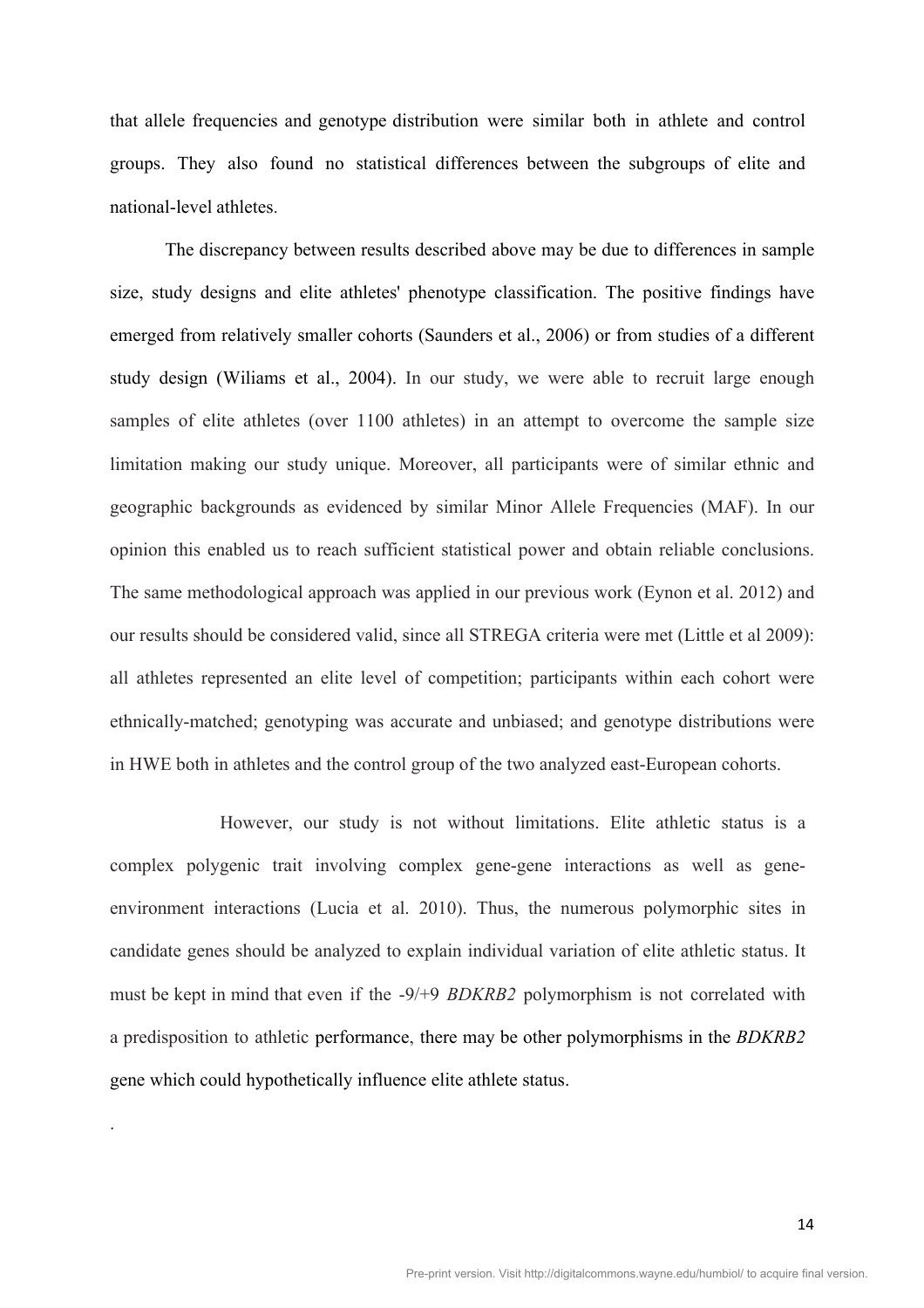that allele frequencies and genotype distribution were similar both in athlete and control groups. They also found no statistical differences between the subgroups of elite and national-level athletes.

The discrepancy between results described above may be due to differences in sample size, study designs and elite athletes' phenotype classification. The positive findings have emerged from relatively smaller cohorts (Saunders et al., 2006) or from studies of a different study design (Wiliams et al., 2004). In our study, we were able to recruit large enough samples of elite athletes (over 1100 athletes) in an attempt to overcome the sample size limitation making our study unique. Moreover, all participants were of similar ethnic and geographic backgrounds as evidenced by similar Minor Allele Frequencies (MAF). In our opinion this enabled us to reach sufficient statistical power and obtain reliable conclusions. The same methodological approach was applied in our previous work (Eynon et al. 2012) and our results should be considered valid, since all STREGA criteria were met (Little et al 2009): all athletes represented an elite level of competition; participants within each cohort were ethnically-matched; genotyping was accurate and unbiased; and genotype distributions were in HWE both in athletes and the control group of the two analyzed east-European cohorts.

However, our study is not without limitations. Elite athletic status is a complex polygenic trait involving complex gene-gene interactions as well as gene-environment interactions (Lucia et al. 2010). Thus, the numerous polymorphic sites in candidate genes should be analyzed to explain individual variation of elite athletic status. It must be kept in mind that even if the -9/+9 *BDKRB2* polymorphism is not correlated with a predisposition to athletic performance, there may be other polymorphisms in the *BDKRB2* gene which could hypothetically influence elite athlete status.

.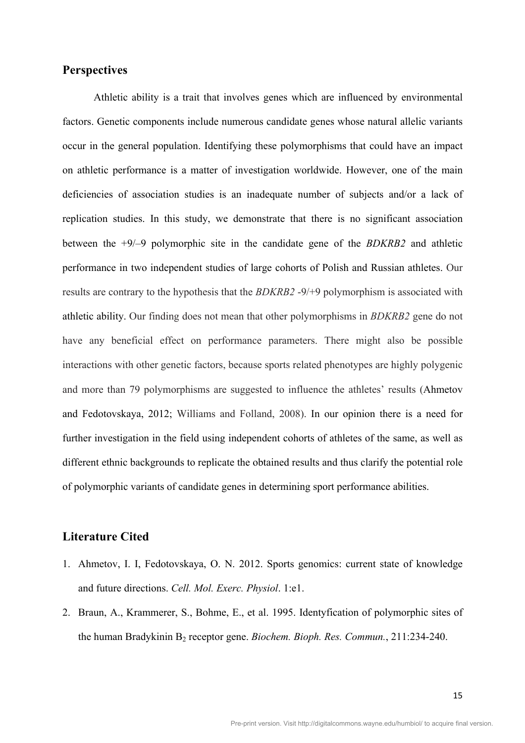## Perspectives

Athletic ability is a trait that involves genes which are influenced by environmental factors. Genetic components include numerous candidate genes whose natural allelic variants occur in the general population. Identifying these polymorphisms that could have an impact on athletic performance is a matter of investigation worldwide. However, one of the main deficiencies of association studies is an inadequate number of subjects and/or a lack of replication studies. In this study, we demonstrate that there is no significant association between the +9/–9 polymorphic site in the candidate gene of the *BDKRB2* and athletic performance in two independent studies of large cohorts of Polish and Russian athletes. Our results are contrary to the hypothesis that the *BDKRB2* -9/+9 polymorphism is associated with athletic ability. Our finding does not mean that other polymorphisms in *BDKRB2* gene do not have any beneficial effect on performance parameters. There might also be possible interactions with other genetic factors, because sports related phenotypes are highly polygenic and more than 79 polymorphisms are suggested to influence the athletes' results (Ahmetov and Fedotovskaya, 2012; Williams and Folland, 2008). In our opinion there is a need for further investigation in the field using independent cohorts of athletes of the same, as well as different ethnic backgrounds to replicate the obtained results and thus clarify the potential role of polymorphic variants of candidate genes in determining sport performance abilities.

## Literature Cited

1. Ahmetov, I. I, Fedotovskaya, O. N. 2012. Sports genomics: current state of knowledge and future directions. *Cell. Mol. Exerc. Physiol*. 1:e1.
2. Braun, A., Krammerer, S., Bohme, E., et al. 1995. Identyfication of polymorphic sites of the human Bradykinin $B_2$ receptor gene. *Biochem. Bioph. Res. Commun.*, 211:234-240.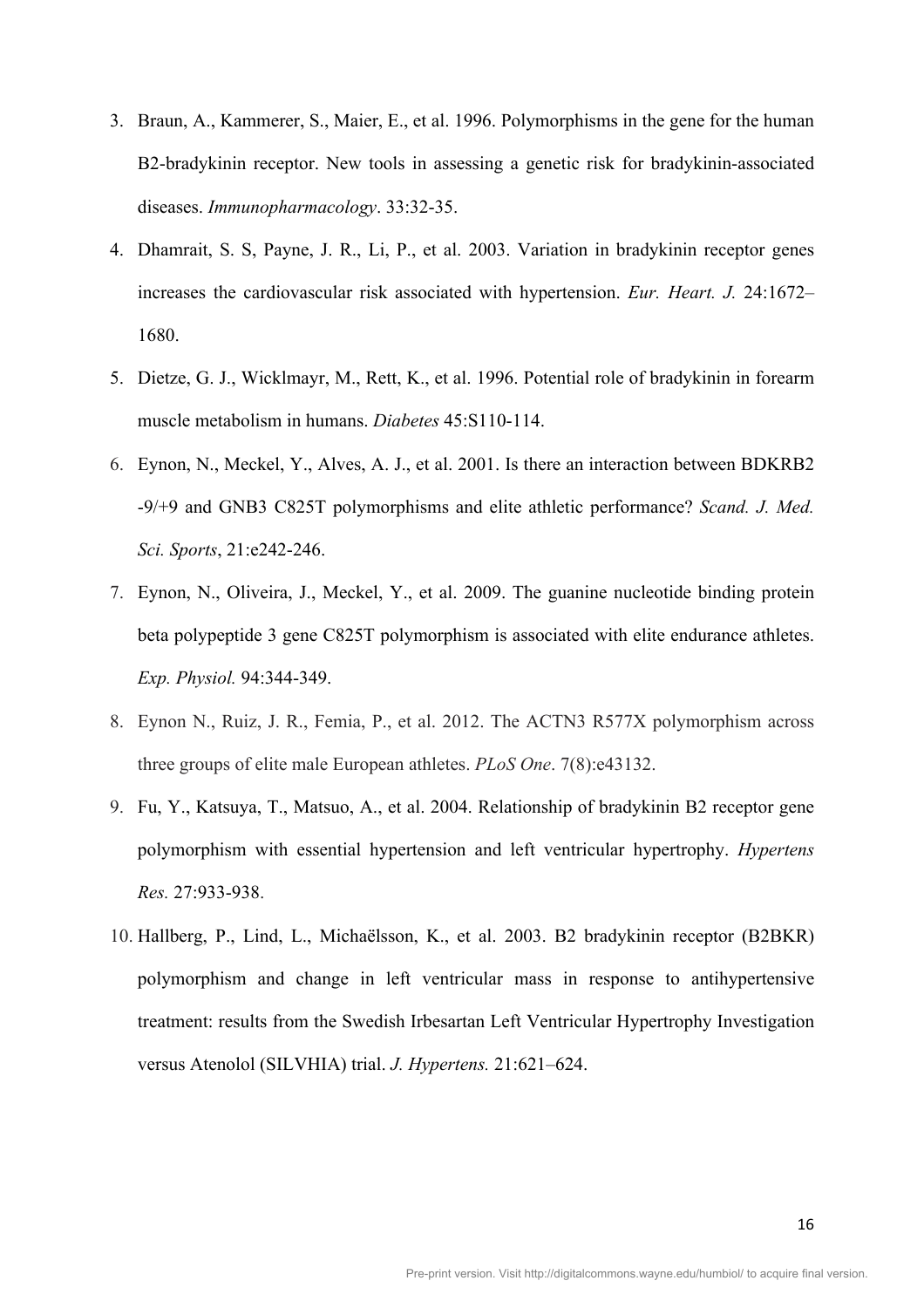3. Braun, A., Kammerer, S., Maier, E., et al. 1996. Polymorphisms in the gene for the human B2-bradykinin receptor. New tools in assessing a genetic risk for bradykinin-associated diseases. *Immunopharmacology*. 33:32-35.
4. Dhamrait, S. S, Payne, J. R., Li, P., et al. 2003. Variation in bradykinin receptor genes increases the cardiovascular risk associated with hypertension. *Eur. Heart. J.* 24:1672–1680.
5. Dietze, G. J., Wicklmayr, M., Rett, K., et al. 1996. Potential role of bradykinin in forearm muscle metabolism in humans. *Diabetes* 45:S110-114.
6. Eynon, N., Meckel, Y., Alves, A. J., et al. 2001. Is there an interaction between BDKRB2 -9/+9 and GNB3 C825T polymorphisms and elite athletic performance? *Scand. J. Med. Sci. Sports*, 21:e242-246.
7. Eynon, N., Oliveira, J., Meckel, Y., et al. 2009. The guanine nucleotide binding protein beta polypeptide 3 gene C825T polymorphism is associated with elite endurance athletes. *Exp. Physiol.* 94:344-349.
8. Eynon N., Ruiz, J. R., Femia, P., et al. 2012. The ACTN3 R577X polymorphism across three groups of elite male European athletes. *PLoS One*. 7(8):e43132.
9. Fu, Y., Katsuya, T., Matsuo, A., et al. 2004. Relationship of bradykinin B2 receptor gene polymorphism with essential hypertension and left ventricular hypertrophy. *Hypertens Res.* 27:933-938.
10. Hallberg, P., Lind, L., Michaëlsson, K., et al. 2003. B2 bradykinin receptor (B2BKR) polymorphism and change in left ventricular mass in response to antihypertensive treatment: results from the Swedish Irbesartan Left Ventricular Hypertrophy Investigation versus Atenolol (SILVHIA) trial. *J. Hypertens.* 21:621–624.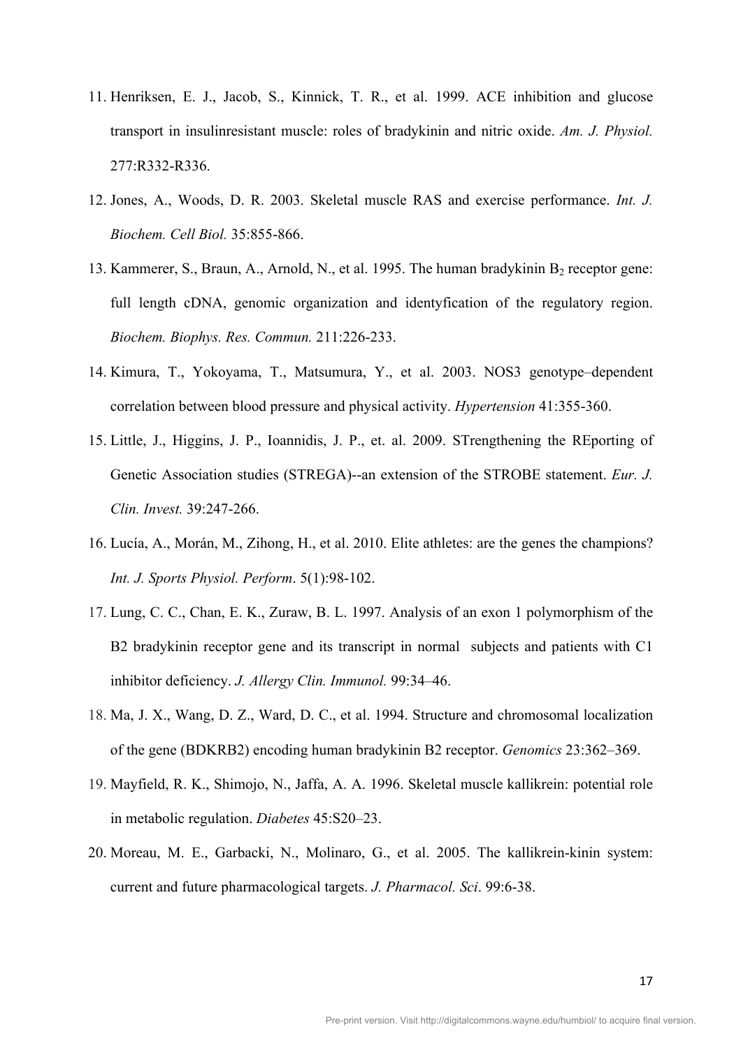11. Henriksen, E. J., Jacob, S., Kinnick, T. R., et al. 1999. ACE inhibition and glucose transport in insulinresistant muscle: roles of bradykinin and nitric oxide. *Am. J. Physiol.* 277:R332-R336.
12. Jones, A., Woods, D. R. 2003. Skeletal muscle RAS and exercise performance. *Int. J. Biochem. Cell Biol.* 35:855-866.
13. Kammerer, S., Braun, A., Arnold, N., et al. 1995. The human bradykinin $B_2$ receptor gene: full length cDNA, genomic organization and identyfication of the regulatory region. *Biochem. Biophys. Res. Commun.* 211:226-233.
14. Kimura, T., Yokoyama, T., Matsumura, Y., et al. 2003. NOS3 genotype–dependent correlation between blood pressure and physical activity. *Hypertension* 41:355-360.
15. Little, J., Higgins, J. P., Ioannidis, J. P., et. al. 2009. STrengthening the REporting of Genetic Association studies (STREGA)--an extension of the STROBE statement. *Eur. J. Clin. Invest.* 39:247-266.
16. Lucía, A., Morán, M., Zihong, H., et al. 2010. Elite athletes: are the genes the champions? *Int. J. Sports Physiol. Perform*. 5(1):98-102.
17. Lung, C. C., Chan, E. K., Zuraw, B. L. 1997. Analysis of an exon 1 polymorphism of the B2 bradykinin receptor gene and its transcript in normal subjects and patients with C1 inhibitor deficiency. *J. Allergy Clin. Immunol.* 99:34–46.
18. Ma, J. X., Wang, D. Z., Ward, D. C., et al. 1994. Structure and chromosomal localization of the gene (BDKRB2) encoding human bradykinin B2 receptor. *Genomics* 23:362–369.
19. Mayfield, R. K., Shimojo, N., Jaffa, A. A. 1996. Skeletal muscle kallikrein: potential role in metabolic regulation. *Diabetes* 45:S20–23.
20. Moreau, M. E., Garbacki, N., Molinaro, G., et al. 2005. The kallikrein-kinin system: current and future pharmacological targets. *J. Pharmacol. Sci*. 99:6-38.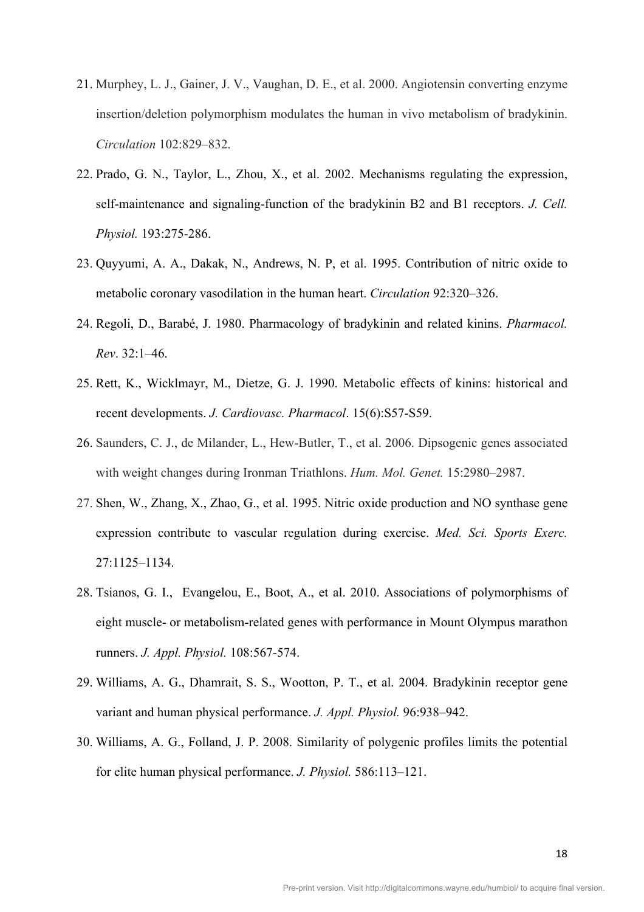21. Murphey, L. J., Gainer, J. V., Vaughan, D. E., et al. 2000. Angiotensin converting enzyme insertion/deletion polymorphism modulates the human in vivo metabolism of bradykinin. *Circulation* 102:829–832.

22. Prado, G. N., Taylor, L., Zhou, X., et al. 2002. Mechanisms regulating the expression, self-maintenance and signaling-function of the bradykinin B2 and B1 receptors. *J. Cell. Physiol.* 193:275-286.

23. Quyyumi, A. A., Dakak, N., Andrews, N. P, et al. 1995. Contribution of nitric oxide to metabolic coronary vasodilation in the human heart. *Circulation* 92:320–326.

24. Regoli, D., Barabé, J. 1980. Pharmacology of bradykinin and related kinins. *Pharmacol. Rev*. 32:1–46.

25. Rett, K., Wicklmayr, M., Dietze, G. J. 1990. Metabolic effects of kinins: historical and recent developments. *J. Cardiovasc. Pharmacol*. 15(6):S57-S59.

26. Saunders, C. J., de Milander, L., Hew-Butler, T., et al. 2006. Dipsogenic genes associated with weight changes during Ironman Triathlons. *Hum. Mol. Genet.* 15:2980–2987.

27. Shen, W., Zhang, X., Zhao, G., et al. 1995. Nitric oxide production and NO synthase gene expression contribute to vascular regulation during exercise. *Med. Sci. Sports Exerc.* 27:1125–1134.

28. Tsianos, G. I., Evangelou, E., Boot, A., et al. 2010. Associations of polymorphisms of eight muscle- or metabolism-related genes with performance in Mount Olympus marathon runners. *J. Appl. Physiol.* 108:567-574.

29. Williams, A. G., Dhamrait, S. S., Wootton, P. T., et al. 2004. Bradykinin receptor gene variant and human physical performance. *J. Appl. Physiol.* 96:938–942.

30. Williams, A. G., Folland, J. P. 2008. Similarity of polygenic profiles limits the potential for elite human physical performance. *J. Physiol.* 586:113–121.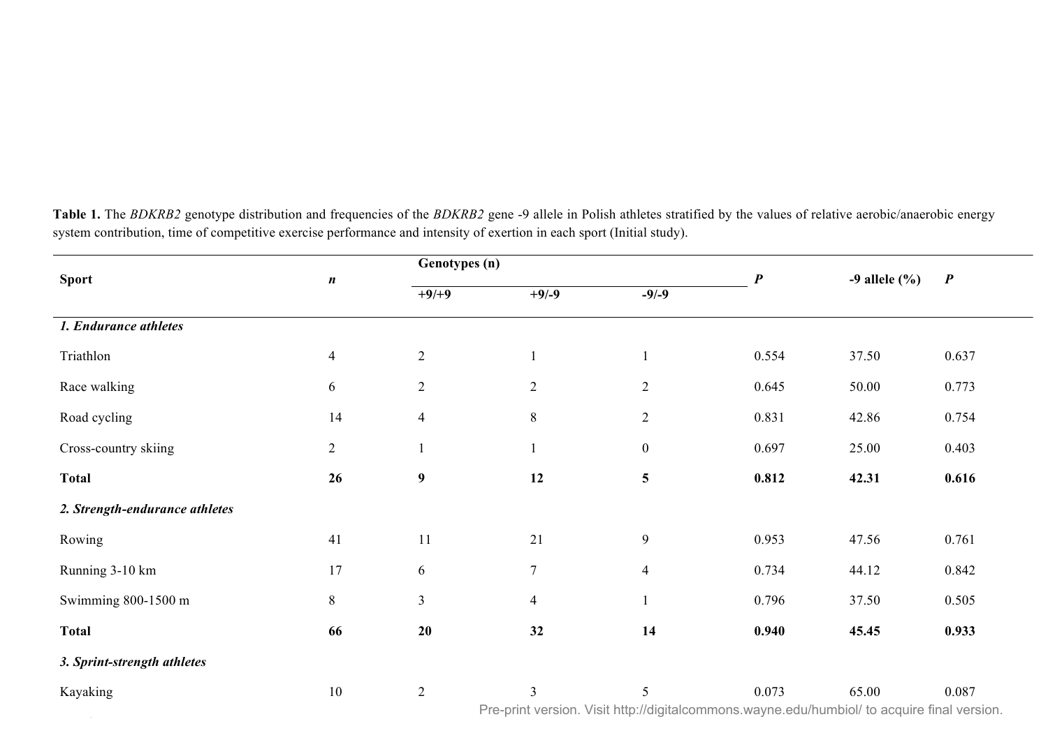**Table 1.** The *BDKRB2* genotype distribution and frequencies of the *BDKRB2* gene -9 allele in Polish athletes stratified by the values of relative aerobic/anaerobic energy system contribution, time of competitive exercise performance and intensity of exertion in each sport (Initial study).

| Sport | *n* | Genotypes (n) | | | *P* | -9 allele (%) | *P* |
|---|---|---|---|---|---|---|---|
| | | +9/+9 | +9/-9 | -9/-9 | | | |
| ***1. Endurance athletes*** | | | | | | | |
| Triathlon | 4 | 2 | 1 | 1 | 0.554 | 37.50 | 0.637 |
| Race walking | 6 | 2 | 2 | 2 | 0.645 | 50.00 | 0.773 |
| Road cycling | 14 | 4 | 8 | 2 | 0.831 | 42.86 | 0.754 |
| Cross-country skiing | 2 | 1 | 1 | 0 | 0.697 | 25.00 | 0.403 |
| **Total** | **26** | **9** | **12** | **5** | **0.812** | **42.31** | **0.616** |
| ***2. Strength-endurance athletes*** | | | | | | | |
| Rowing | 41 | 11 | 21 | 9 | 0.953 | 47.56 | 0.761 |
| Running 3-10 km | 17 | 6 | 7 | 4 | 0.734 | 44.12 | 0.842 |
| Swimming 800-1500 m | 8 | 3 | 4 | 1 | 0.796 | 37.50 | 0.505 |
| **Total** | **66** | **20** | **32** | **14** | **0.940** | **45.45** | **0.933** |
| ***3. Sprint-strength athletes*** | | | | | | | |
| Kayaking | 10 | 2 | 3 | 5 | 0.073 | 65.00 | 0.087 |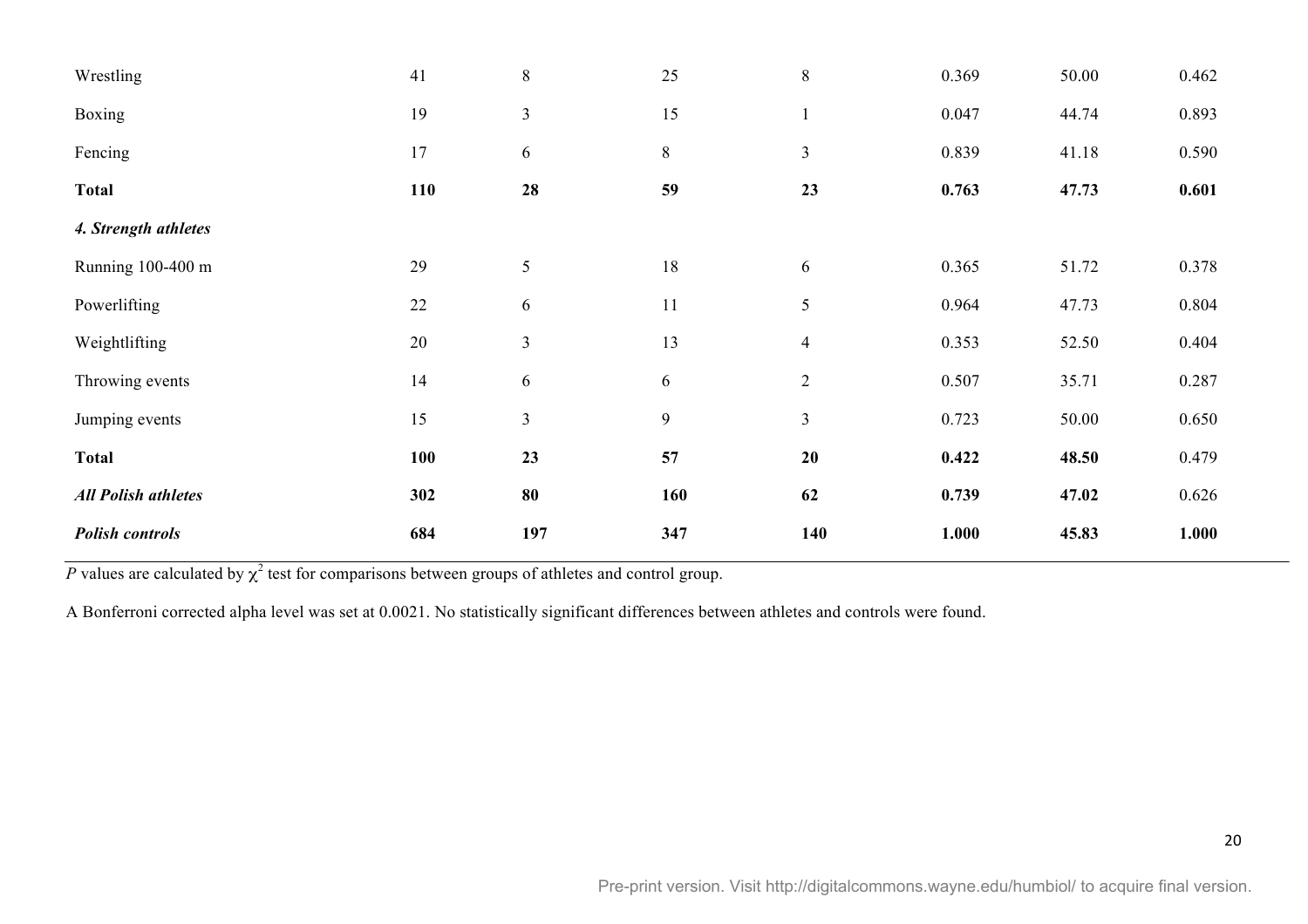| | | | | | | | |
|---|---|---|---|---|---|---|---|
| Wrestling | 41 | 8 | 25 | 8 | 0.369 | 50.00 | 0.462 |
| Boxing | 19 | 3 | 15 | 1 | 0.047 | 44.74 | 0.893 |
| Fencing | 17 | 6 | 8 | 3 | 0.839 | 41.18 | 0.590 |
| **Total** | **110** | **28** | **59** | **23** | **0.763** | **47.73** | **0.601** |
| ***4. Strength athletes*** | | | | | | | |
| Running 100-400 m | 29 | 5 | 18 | 6 | 0.365 | 51.72 | 0.378 |
| Powerlifting | 22 | 6 | 11 | 5 | 0.964 | 47.73 | 0.804 |
| Weightlifting | 20 | 3 | 13 | 4 | 0.353 | 52.50 | 0.404 |
| Throwing events | 14 | 6 | 6 | 2 | 0.507 | 35.71 | 0.287 |
| Jumping events | 15 | 3 | 9 | 3 | 0.723 | 50.00 | 0.650 |
| **Total** | **100** | **23** | **57** | **20** | **0.422** | **48.50** | 0.479 |
| ***All Polish athletes*** | **302** | **80** | **160** | **62** | **0.739** | **47.02** | 0.626 |
| ***Polish controls*** | **684** | **197** | **347** | **140** | **1.000** | **45.83** | **1.000** |

*P* values are calculated by $\chi^2$ test for comparisons between groups of athletes and control group.

A Bonferroni corrected alpha level was set at 0.0021. No statistically significant differences between athletes and controls were found.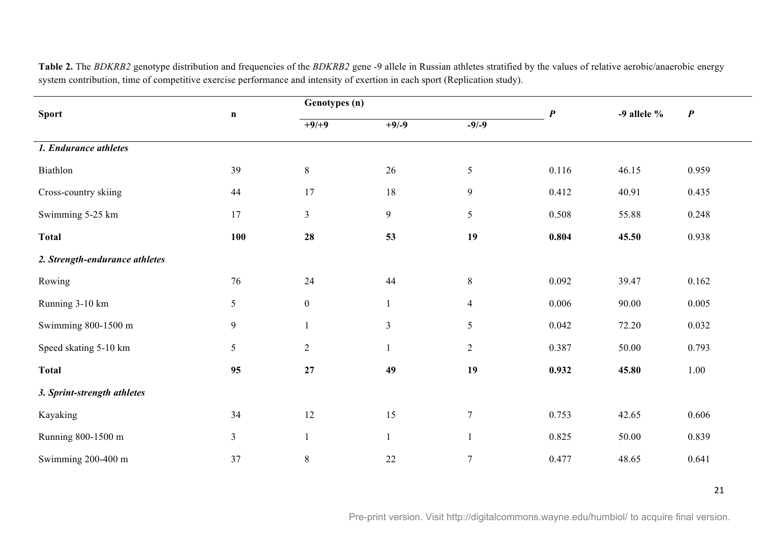**Table 2.** The *BDKRB2* genotype distribution and frequencies of the *BDKRB2* gene -9 allele in Russian athletes stratified by the values of relative aerobic/anaerobic energy system contribution, time of competitive exercise performance and intensity of exertion in each sport (Replication study).

| Sport | n | Genotypes (n) | | | *P* | -9 allele % | *P* |
|---|---|---|---|---|---|---|---|
| | | +9/+9 | +9/-9 | -9/-9 | | | |
| ***1. Endurance athletes*** | | | | | | | |
| Biathlon | 39 | 8 | 26 | 5 | 0.116 | 46.15 | 0.959 |
| Cross-country skiing | 44 | 17 | 18 | 9 | 0.412 | 40.91 | 0.435 |
| Swimming 5-25 km | 17 | 3 | 9 | 5 | 0.508 | 55.88 | 0.248 |
| **Total** | **100** | **28** | **53** | **19** | **0.804** | **45.50** | 0.938 |
| ***2. Strength-endurance athletes*** | | | | | | | |
| Rowing | 76 | 24 | 44 | 8 | 0.092 | 39.47 | 0.162 |
| Running 3-10 km | 5 | 0 | 1 | 4 | 0.006 | 90.00 | 0.005 |
| Swimming 800-1500 m | 9 | 1 | 3 | 5 | 0.042 | 72.20 | 0.032 |
| Speed skating 5-10 km | 5 | 2 | 1 | 2 | 0.387 | 50.00 | 0.793 |
| **Total** | **95** | **27** | **49** | **19** | **0.932** | **45.80** | 1.00 |
| ***3. Sprint-strength athletes*** | | | | | | | |
| Kayaking | 34 | 12 | 15 | 7 | 0.753 | 42.65 | 0.606 |
| Running 800-1500 m | 3 | 1 | 1 | 1 | 0.825 | 50.00 | 0.839 |
| Swimming 200-400 m | 37 | 8 | 22 | 7 | 0.477 | 48.65 | 0.641 |

Pre-print version. Visit http://digitalcommons.wayne.edu/humbiol/ to acquire final version.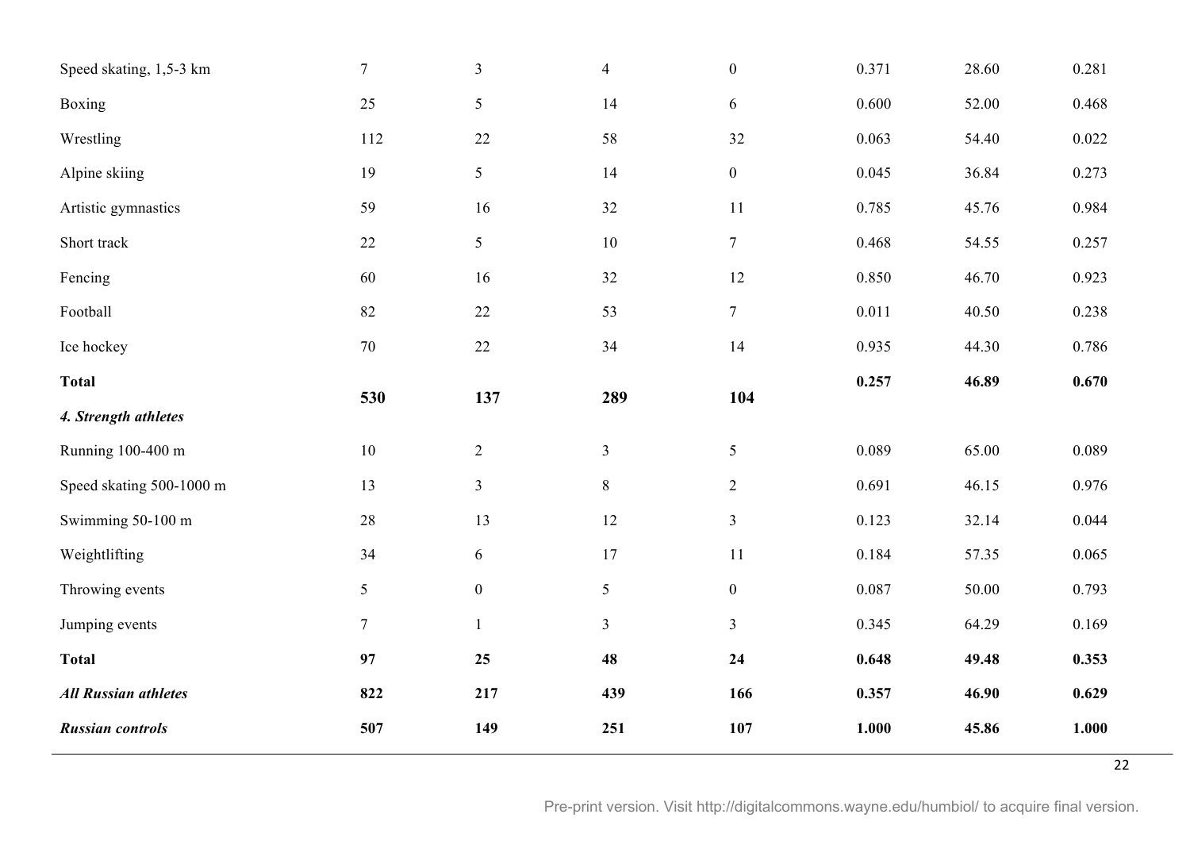| | | | | | | | |
|---|---|---|---|---|---|---|---|
| Speed skating, 1,5-3 km | 7 | 3 | 4 | 0 | 0.371 | 28.60 | 0.281 |
| Boxing | 25 | 5 | 14 | 6 | 0.600 | 52.00 | 0.468 |
| Wrestling | 112 | 22 | 58 | 32 | 0.063 | 54.40 | 0.022 |
| Alpine skiing | 19 | 5 | 14 | 0 | 0.045 | 36.84 | 0.273 |
| Artistic gymnastics | 59 | 16 | 32 | 11 | 0.785 | 45.76 | 0.984 |
| Short track | 22 | 5 | 10 | 7 | 0.468 | 54.55 | 0.257 |
| Fencing | 60 | 16 | 32 | 12 | 0.850 | 46.70 | 0.923 |
| Football | 82 | 22 | 53 | 7 | 0.011 | 40.50 | 0.238 |
| Ice hockey | 70 | 22 | 34 | 14 | 0.935 | 44.30 | 0.786 |
| **Total** | **530** | **137** | **289** | **104** | **0.257** | **46.89** | **0.670** |
| ***4. Strength athletes*** | | | | | | | |
| Running 100-400 m | 10 | 2 | 3 | 5 | 0.089 | 65.00 | 0.089 |
| Speed skating 500-1000 m | 13 | 3 | 8 | 2 | 0.691 | 46.15 | 0.976 |
| Swimming 50-100 m | 28 | 13 | 12 | 3 | 0.123 | 32.14 | 0.044 |
| Weightlifting | 34 | 6 | 17 | 11 | 0.184 | 57.35 | 0.065 |
| Throwing events | 5 | 0 | 5 | 0 | 0.087 | 50.00 | 0.793 |
| Jumping events | 7 | 1 | 3 | 3 | 0.345 | 64.29 | 0.169 |
| **Total** | **97** | **25** | **48** | **24** | **0.648** | **49.48** | **0.353** |
| ***All Russian athletes*** | **822** | **217** | **439** | **166** | **0.357** | **46.90** | **0.629** |
| ***Russian controls*** | **507** | **149** | **251** | **107** | **1.000** | **45.86** | **1.000** |

Pre-print version. Visit http://digitalcommons.wayne.edu/humbiol/ to acquire final version.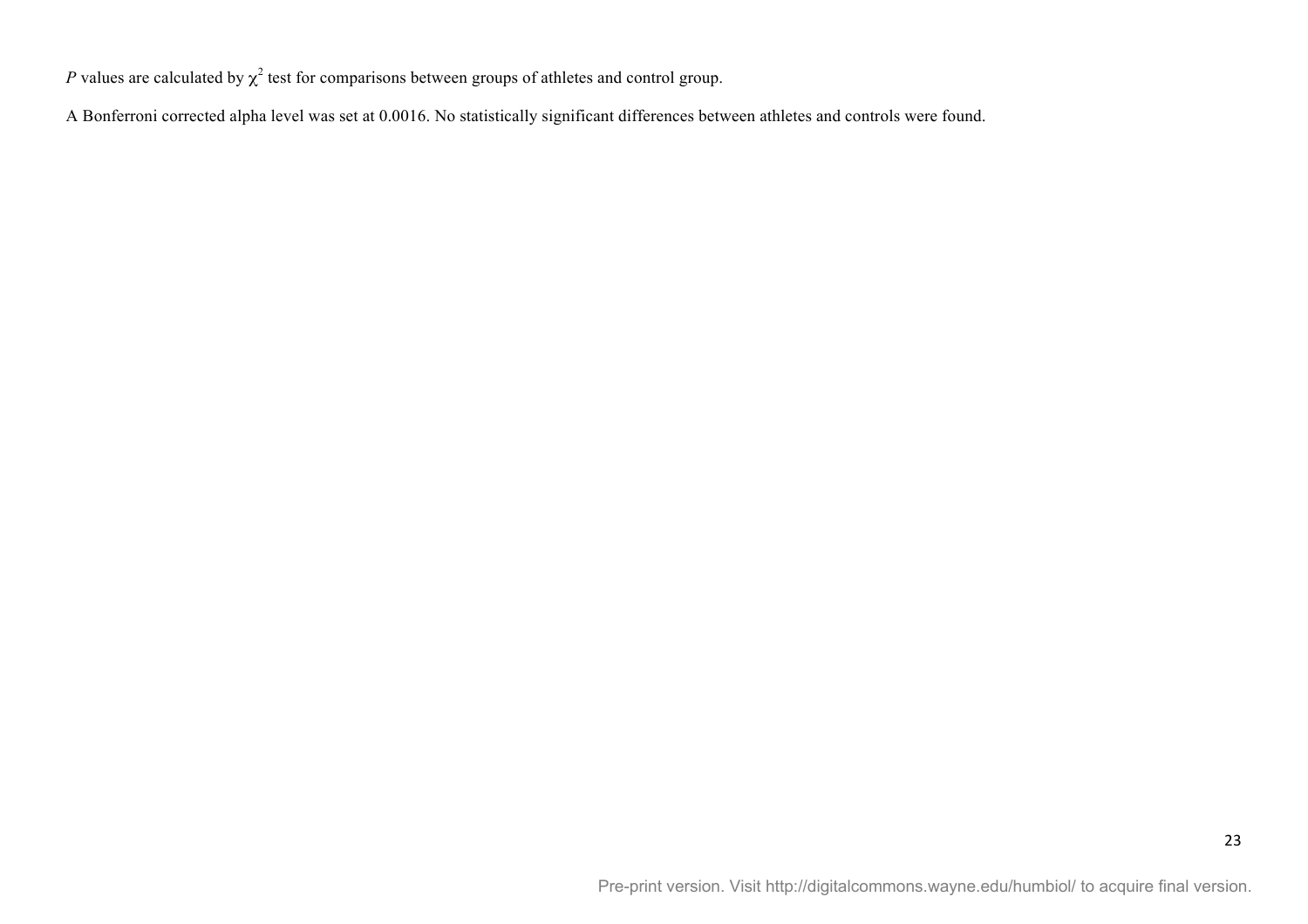*P* values are calculated by $\chi^2$ test for comparisons between groups of athletes and control group.

A Bonferroni corrected alpha level was set at 0.0016. No statistically significant differences between athletes and controls were found.

Pre-print version. Visit http://digitalcommons.wayne.edu/humbiol/ to acquire final version.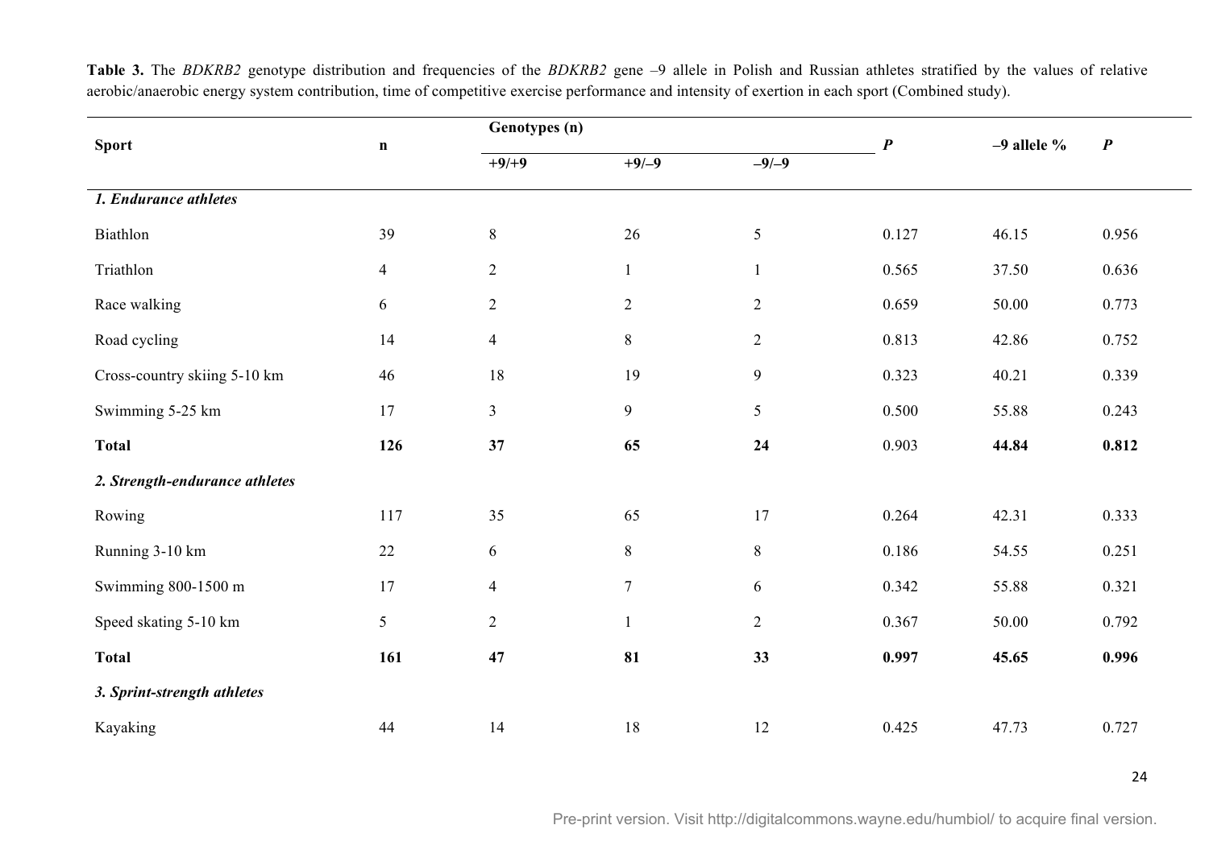**Table 3.** The *BDKRB2* genotype distribution and frequencies of the *BDKRB2* gene –9 allele in Polish and Russian athletes stratified by the values of relative aerobic/anaerobic energy system contribution, time of competitive exercise performance and intensity of exertion in each sport (Combined study).

| Sport | n | Genotypes (n) | | | *P* | –9 allele % | *P* |
|---|---|---|---|---|---|---|---|
| | | +9/+9 | +9/–9 | –9/–9 | | | |
| ***1. Endurance athletes*** | | | | | | | |
| Biathlon | 39 | 8 | 26 | 5 | 0.127 | 46.15 | 0.956 |
| Triathlon | 4 | 2 | 1 | 1 | 0.565 | 37.50 | 0.636 |
| Race walking | 6 | 2 | 2 | 2 | 0.659 | 50.00 | 0.773 |
| Road cycling | 14 | 4 | 8 | 2 | 0.813 | 42.86 | 0.752 |
| Cross-country skiing 5-10 km | 46 | 18 | 19 | 9 | 0.323 | 40.21 | 0.339 |
| Swimming 5-25 km | 17 | 3 | 9 | 5 | 0.500 | 55.88 | 0.243 |
| **Total** | **126** | **37** | **65** | **24** | 0.903 | **44.84** | **0.812** |
| ***2. Strength-endurance athletes*** | | | | | | | |
| Rowing | 117 | 35 | 65 | 17 | 0.264 | 42.31 | 0.333 |
| Running 3-10 km | 22 | 6 | 8 | 8 | 0.186 | 54.55 | 0.251 |
| Swimming 800-1500 m | 17 | 4 | 7 | 6 | 0.342 | 55.88 | 0.321 |
| Speed skating 5-10 km | 5 | 2 | 1 | 2 | 0.367 | 50.00 | 0.792 |
| **Total** | **161** | **47** | **81** | **33** | **0.997** | **45.65** | **0.996** |
| ***3. Sprint-strength athletes*** | | | | | | | |
| Kayaking | 44 | 14 | 18 | 12 | 0.425 | 47.73 | 0.727 |

Pre-print version. Visit http://digitalcommons.wayne.edu/humbiol/ to acquire final version.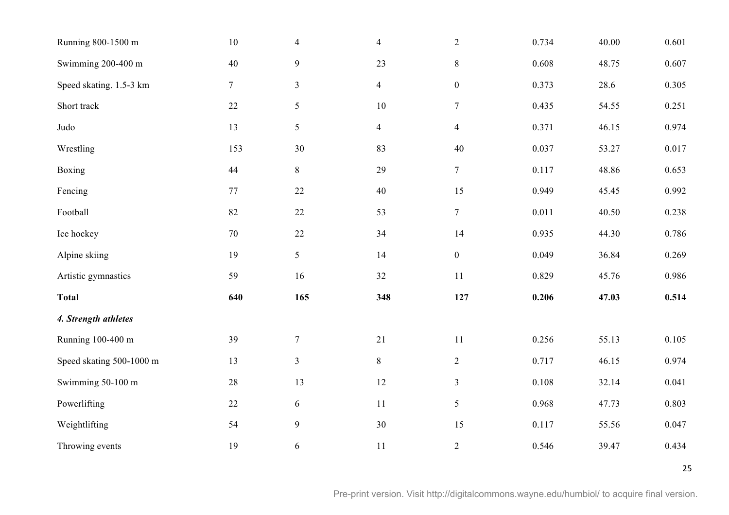| | | | | | | | |
|---|---|---|---|---|---|---|---|
| Running 800-1500 m | 10 | 4 | 4 | 2 | 0.734 | 40.00 | 0.601 |
| Swimming 200-400 m | 40 | 9 | 23 | 8 | 0.608 | 48.75 | 0.607 |
| Speed skating. 1.5-3 km | 7 | 3 | 4 | 0 | 0.373 | 28.6 | 0.305 |
| Short track | 22 | 5 | 10 | 7 | 0.435 | 54.55 | 0.251 |
| Judo | 13 | 5 | 4 | 4 | 0.371 | 46.15 | 0.974 |
| Wrestling | 153 | 30 | 83 | 40 | 0.037 | 53.27 | 0.017 |
| Boxing | 44 | 8 | 29 | 7 | 0.117 | 48.86 | 0.653 |
| Fencing | 77 | 22 | 40 | 15 | 0.949 | 45.45 | 0.992 |
| Football | 82 | 22 | 53 | 7 | 0.011 | 40.50 | 0.238 |
| Ice hockey | 70 | 22 | 34 | 14 | 0.935 | 44.30 | 0.786 |
| Alpine skiing | 19 | 5 | 14 | 0 | 0.049 | 36.84 | 0.269 |
| Artistic gymnastics | 59 | 16 | 32 | 11 | 0.829 | 45.76 | 0.986 |
| **Total** | **640** | **165** | **348** | **127** | **0.206** | **47.03** | **0.514** |
| ***4. Strength athletes*** | | | | | | | |
| Running 100-400 m | 39 | 7 | 21 | 11 | 0.256 | 55.13 | 0.105 |
| Speed skating 500-1000 m | 13 | 3 | 8 | 2 | 0.717 | 46.15 | 0.974 |
| Swimming 50-100 m | 28 | 13 | 12 | 3 | 0.108 | 32.14 | 0.041 |
| Powerlifting | 22 | 6 | 11 | 5 | 0.968 | 47.73 | 0.803 |
| Weightlifting | 54 | 9 | 30 | 15 | 0.117 | 55.56 | 0.047 |
| Throwing events | 19 | 6 | 11 | 2 | 0.546 | 39.47 | 0.434 |

Pre-print version. Visit http://digitalcommons.wayne.edu/humbiol/ to acquire final version.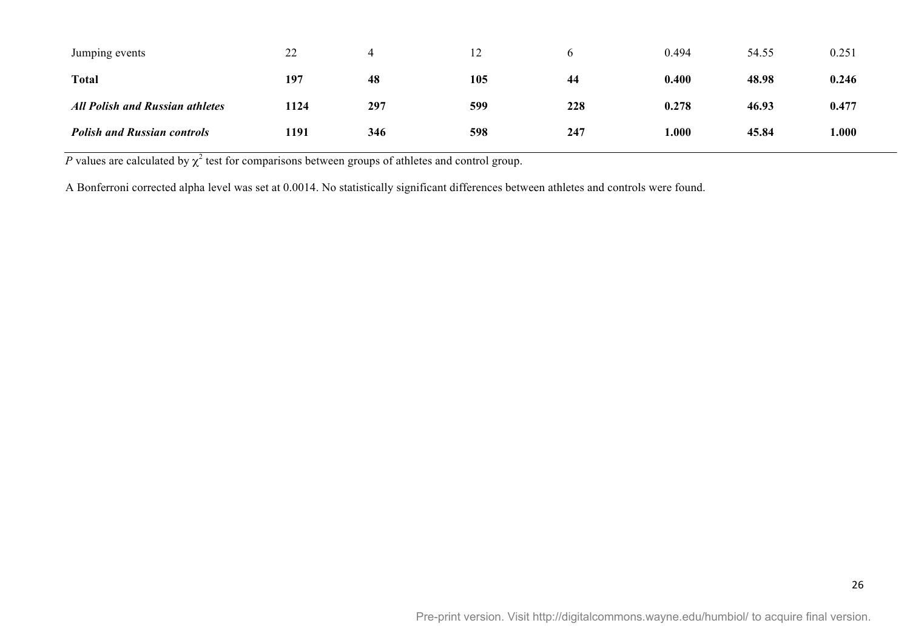| | | | | | | | |
|---|---|---|---|---|---|---|---|
| Jumping events | 22 | 4 | 12 | 6 | 0.494 | 54.55 | 0.251 |
| **Total** | **197** | **48** | **105** | **44** | **0.400** | **48.98** | **0.246** |
| ***All Polish and Russian athletes*** | **1124** | **297** | **599** | **228** | **0.278** | **46.93** | **0.477** |
| ***Polish and Russian controls*** | **1191** | **346** | **598** | **247** | **1.000** | **45.84** | **1.000** |

*P* values are calculated by $\chi^2$ test for comparisons between groups of athletes and control group.

A Bonferroni corrected alpha level was set at 0.0014. No statistically significant differences between athletes and controls were found.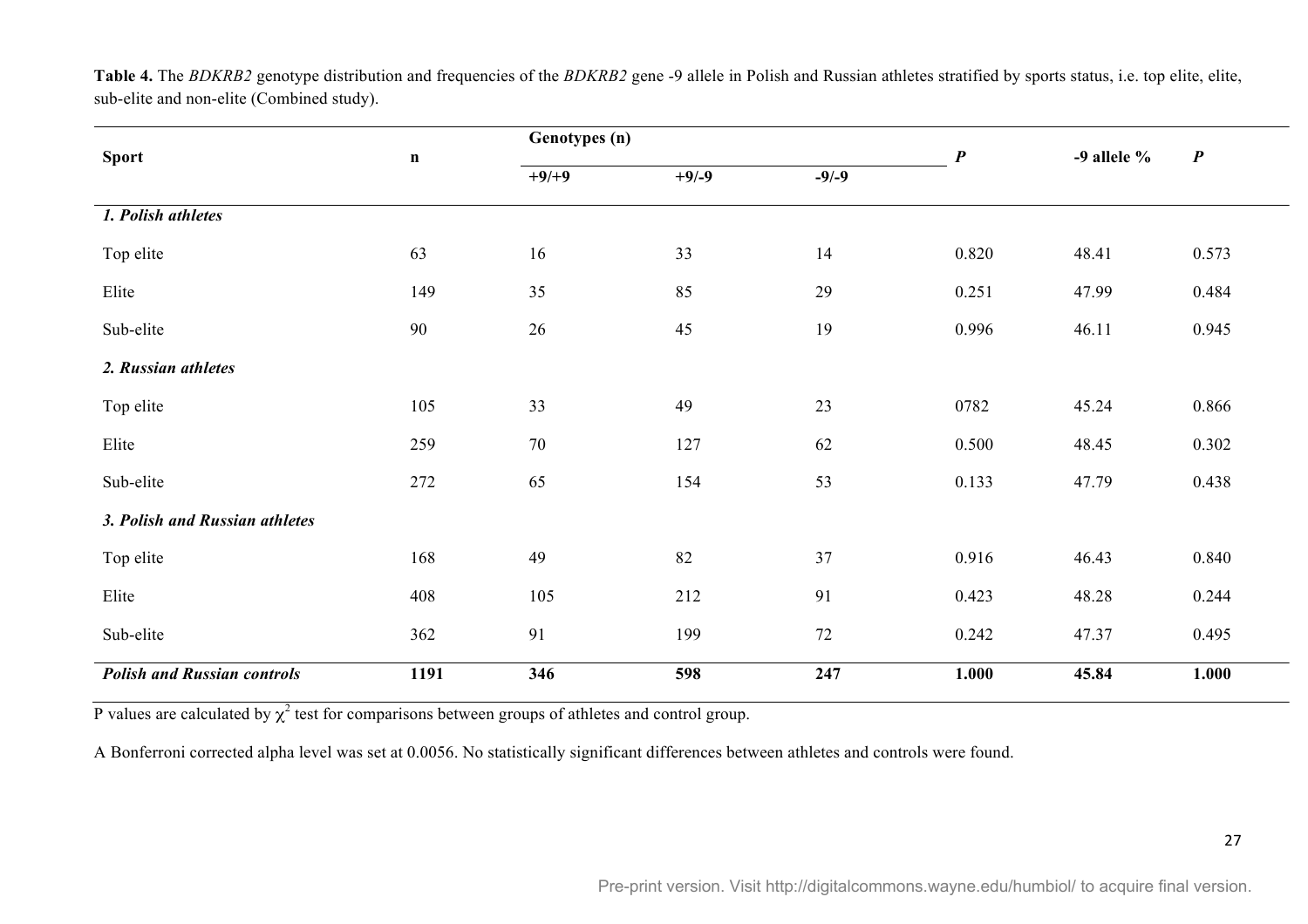**Table 4.** The *BDKRB2* genotype distribution and frequencies of the *BDKRB2* gene -9 allele in Polish and Russian athletes stratified by sports status, i.e. top elite, elite, sub-elite and non-elite (Combined study).

| Sport | n | Genotypes (n) | | | *P* | -9 allele % | *P* |
|---|---|---|---|---|---|---|---|
| | | +9/+9 | +9/-9 | -9/-9 | | | |
| ***1. Polish athletes*** | | | | | | | |
| Top elite | 63 | 16 | 33 | 14 | 0.820 | 48.41 | 0.573 |
| Elite | 149 | 35 | 85 | 29 | 0.251 | 47.99 | 0.484 |
| Sub-elite | 90 | 26 | 45 | 19 | 0.996 | 46.11 | 0.945 |
| ***2. Russian athletes*** | | | | | | | |
| Top elite | 105 | 33 | 49 | 23 | 0782 | 45.24 | 0.866 |
| Elite | 259 | 70 | 127 | 62 | 0.500 | 48.45 | 0.302 |
| Sub-elite | 272 | 65 | 154 | 53 | 0.133 | 47.79 | 0.438 |
| ***3. Polish and Russian athletes*** | | | | | | | |
| Top elite | 168 | 49 | 82 | 37 | 0.916 | 46.43 | 0.840 |
| Elite | 408 | 105 | 212 | 91 | 0.423 | 48.28 | 0.244 |
| Sub-elite | 362 | 91 | 199 | 72 | 0.242 | 47.37 | 0.495 |
| ***Polish and Russian controls*** | **1191** | **346** | **598** | **247** | **1.000** | **45.84** | **1.000** |

P values are calculated by $\chi^2$ test for comparisons between groups of athletes and control group.

A Bonferroni corrected alpha level was set at 0.0056. No statistically significant differences between athletes and controls were found.

Pre-print version. Visit http://digitalcommons.wayne.edu/humbiol/ to acquire final version.